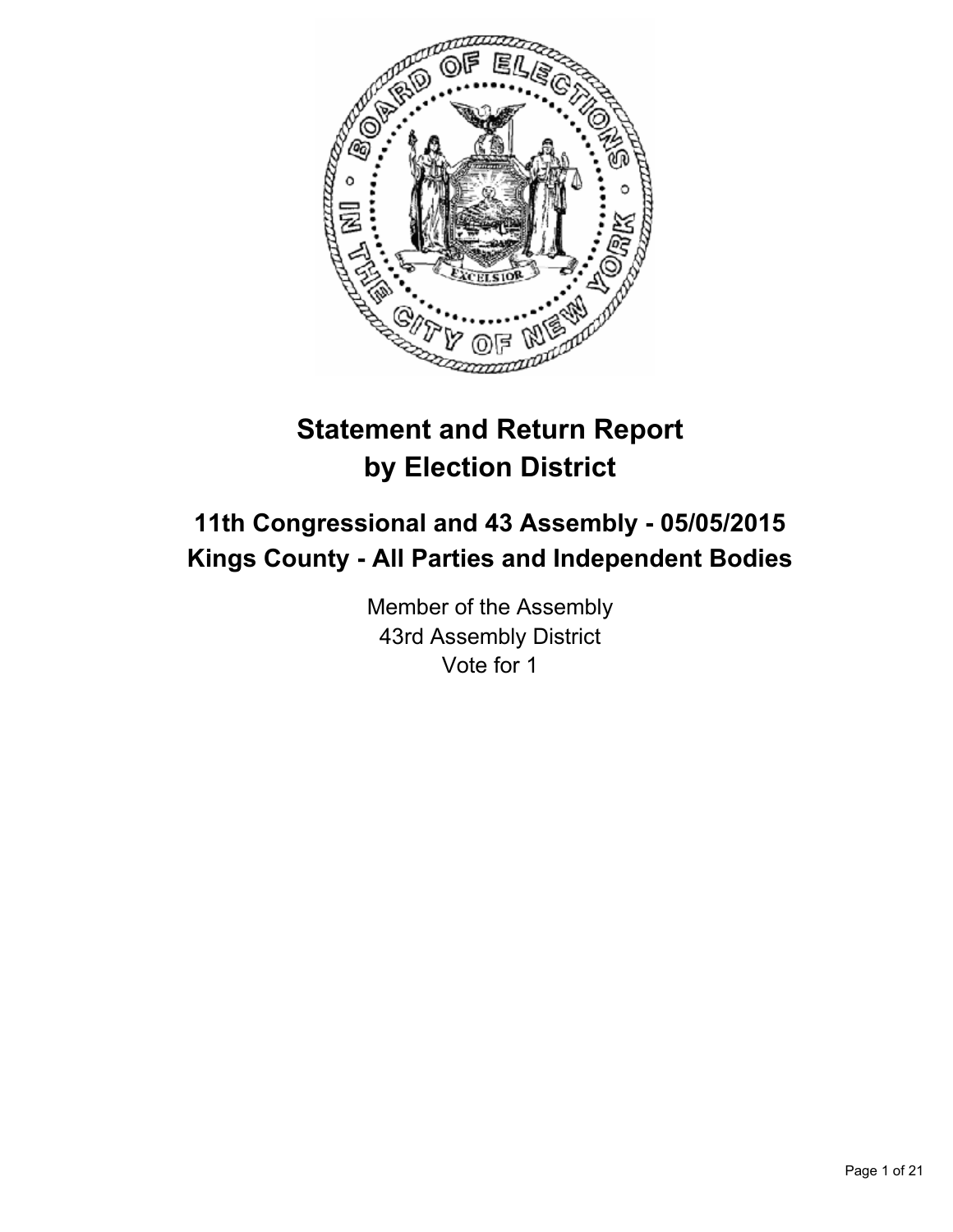# Statement and Return Report by Election District

## 11th Congressional and 43 Assembly - 05/05/2015
## Kings County - All Parties and Independent Bodies

Member of the Assembly
43rd Assembly District
Vote for 1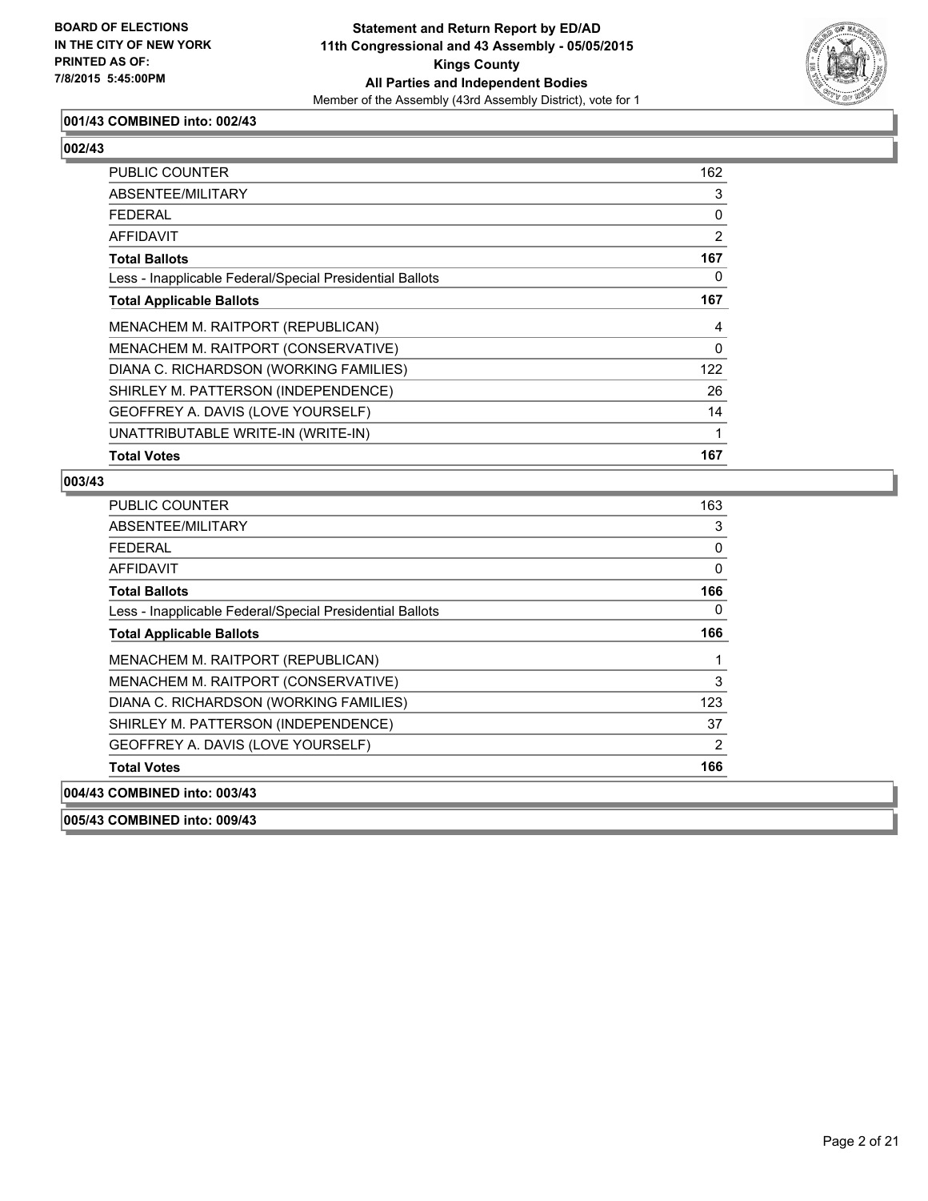**BOARD OF ELECTIONS IN THE CITY OF NEW YORK PRINTED AS OF: 7/8/2015 5:45:00PM**

**Statement and Return Report by ED/AD**
**11th Congressional and 43 Assembly - 05/05/2015**
**Kings County**
**All Parties and Independent Bodies**
Member of the Assembly (43rd Assembly District), vote for 1

**001/43 COMBINED into: 002/43**

**002/43**

| | |
|---|---|
| PUBLIC COUNTER | 162 |
| ABSENTEE/MILITARY | 3 |
| FEDERAL | 0 |
| AFFIDAVIT | 2 |
| **Total Ballots** | **167** |
| Less - Inapplicable Federal/Special Presidential Ballots | 0 |
| **Total Applicable Ballots** | **167** |
| MENACHEM M. RAITPORT (REPUBLICAN) | 4 |
| MENACHEM M. RAITPORT (CONSERVATIVE) | 0 |
| DIANA C. RICHARDSON (WORKING FAMILIES) | 122 |
| SHIRLEY M. PATTERSON (INDEPENDENCE) | 26 |
| GEOFFREY A. DAVIS (LOVE YOURSELF) | 14 |
| UNATTRIBUTABLE WRITE-IN (WRITE-IN) | 1 |
| **Total Votes** | **167** |

**003/43**

| | |
|---|---|
| PUBLIC COUNTER | 163 |
| ABSENTEE/MILITARY | 3 |
| FEDERAL | 0 |
| AFFIDAVIT | 0 |
| **Total Ballots** | **166** |
| Less - Inapplicable Federal/Special Presidential Ballots | 0 |
| **Total Applicable Ballots** | **166** |
| MENACHEM M. RAITPORT (REPUBLICAN) | 1 |
| MENACHEM M. RAITPORT (CONSERVATIVE) | 3 |
| DIANA C. RICHARDSON (WORKING FAMILIES) | 123 |
| SHIRLEY M. PATTERSON (INDEPENDENCE) | 37 |
| GEOFFREY A. DAVIS (LOVE YOURSELF) | 2 |
| **Total Votes** | **166** |

**004/43 COMBINED into: 003/43**

**005/43 COMBINED into: 009/43**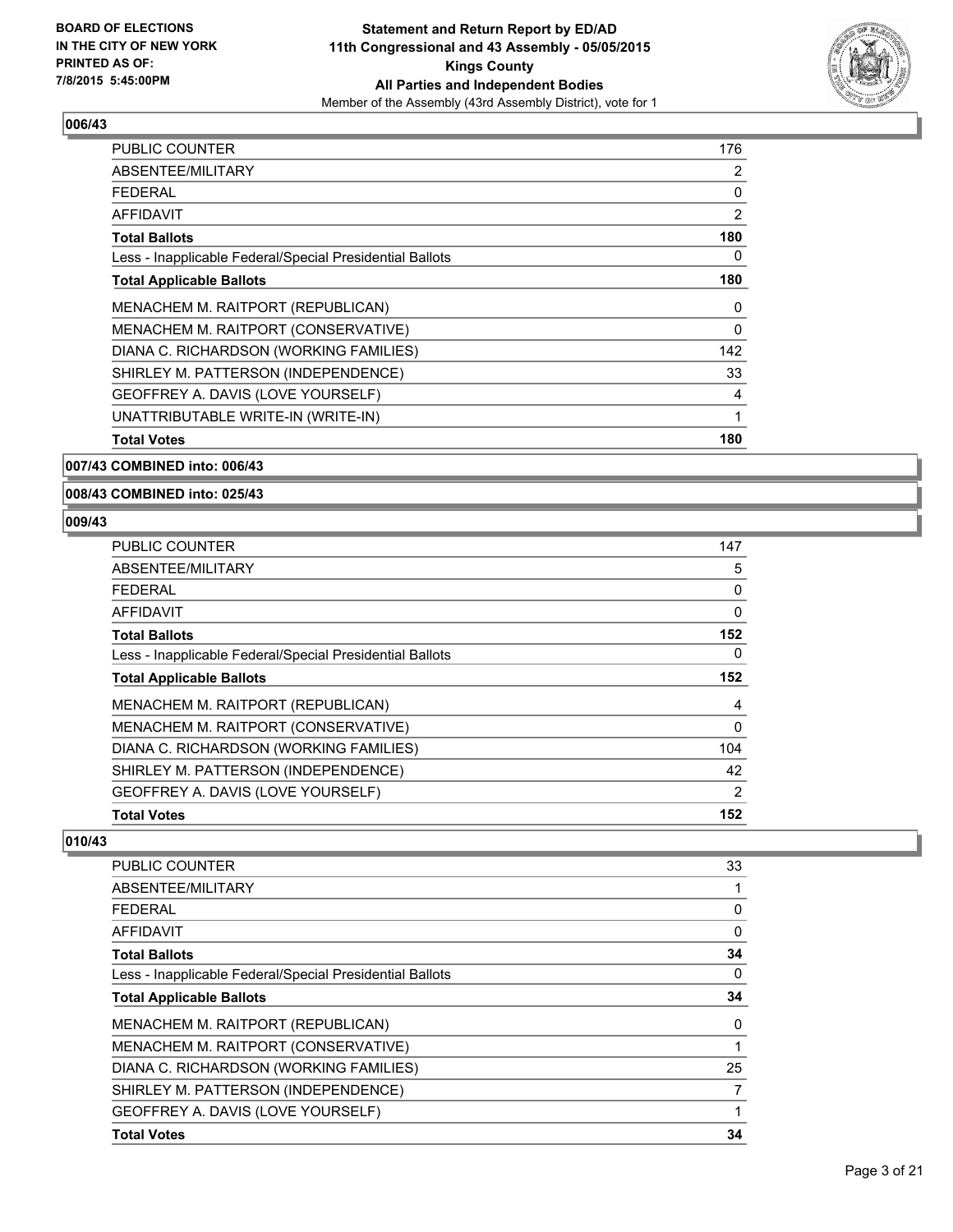## 006/43

| | |
|---|---|
| PUBLIC COUNTER | 176 |
| ABSENTEE/MILITARY | 2 |
| FEDERAL | 0 |
| AFFIDAVIT | 2 |
| **Total Ballots** | **180** |
| Less - Inapplicable Federal/Special Presidential Ballots | 0 |
| **Total Applicable Ballots** | **180** |
| MENACHEM M. RAITPORT (REPUBLICAN) | 0 |
| MENACHEM M. RAITPORT (CONSERVATIVE) | 0 |
| DIANA C. RICHARDSON (WORKING FAMILIES) | 142 |
| SHIRLEY M. PATTERSON (INDEPENDENCE) | 33 |
| GEOFFREY A. DAVIS (LOVE YOURSELF) | 4 |
| UNATTRIBUTABLE WRITE-IN (WRITE-IN) | 1 |
| **Total Votes** | **180** |

## 007/43 COMBINED into: 006/43

## 008/43 COMBINED into: 025/43

## 009/43

| | |
|---|---|
| PUBLIC COUNTER | 147 |
| ABSENTEE/MILITARY | 5 |
| FEDERAL | 0 |
| AFFIDAVIT | 0 |
| **Total Ballots** | **152** |
| Less - Inapplicable Federal/Special Presidential Ballots | 0 |
| **Total Applicable Ballots** | **152** |
| MENACHEM M. RAITPORT (REPUBLICAN) | 4 |
| MENACHEM M. RAITPORT (CONSERVATIVE) | 0 |
| DIANA C. RICHARDSON (WORKING FAMILIES) | 104 |
| SHIRLEY M. PATTERSON (INDEPENDENCE) | 42 |
| GEOFFREY A. DAVIS (LOVE YOURSELF) | 2 |
| **Total Votes** | **152** |

## 010/43

| | |
|---|---|
| PUBLIC COUNTER | 33 |
| ABSENTEE/MILITARY | 1 |
| FEDERAL | 0 |
| AFFIDAVIT | 0 |
| **Total Ballots** | **34** |
| Less - Inapplicable Federal/Special Presidential Ballots | 0 |
| **Total Applicable Ballots** | **34** |
| MENACHEM M. RAITPORT (REPUBLICAN) | 0 |
| MENACHEM M. RAITPORT (CONSERVATIVE) | 1 |
| DIANA C. RICHARDSON (WORKING FAMILIES) | 25 |
| SHIRLEY M. PATTERSON (INDEPENDENCE) | 7 |
| GEOFFREY A. DAVIS (LOVE YOURSELF) | 1 |
| **Total Votes** | **34** |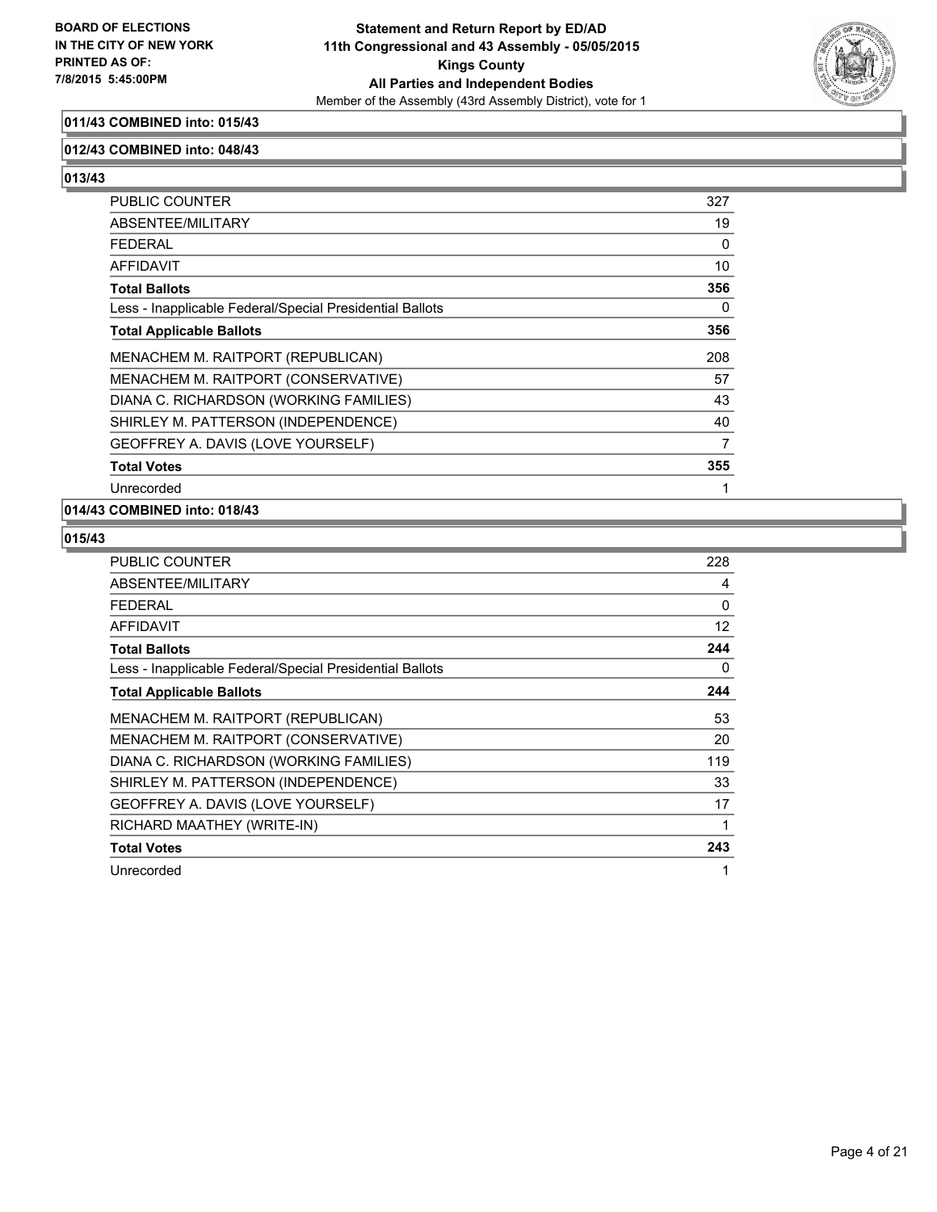**BOARD OF ELECTIONS IN THE CITY OF NEW YORK PRINTED AS OF: 7/8/2015 5:45:00PM**

**Statement and Return Report by ED/AD**
**11th Congressional and 43 Assembly - 05/05/2015**
**Kings County**
**All Parties and Independent Bodies**
Member of the Assembly (43rd Assembly District), vote for 1

**011/43 COMBINED into: 015/43**

**012/43 COMBINED into: 048/43**

**013/43**

| | |
|---|---|
| PUBLIC COUNTER | 327 |
| ABSENTEE/MILITARY | 19 |
| FEDERAL | 0 |
| AFFIDAVIT | 10 |
| **Total Ballots** | **356** |
| Less - Inapplicable Federal/Special Presidential Ballots | 0 |
| **Total Applicable Ballots** | **356** |
| MENACHEM M. RAITPORT (REPUBLICAN) | 208 |
| MENACHEM M. RAITPORT (CONSERVATIVE) | 57 |
| DIANA C. RICHARDSON (WORKING FAMILIES) | 43 |
| SHIRLEY M. PATTERSON (INDEPENDENCE) | 40 |
| GEOFFREY A. DAVIS (LOVE YOURSELF) | 7 |
| **Total Votes** | **355** |
| Unrecorded | 1 |

**014/43 COMBINED into: 018/43**

**015/43**

| | |
|---|---|
| PUBLIC COUNTER | 228 |
| ABSENTEE/MILITARY | 4 |
| FEDERAL | 0 |
| AFFIDAVIT | 12 |
| **Total Ballots** | **244** |
| Less - Inapplicable Federal/Special Presidential Ballots | 0 |
| **Total Applicable Ballots** | **244** |
| MENACHEM M. RAITPORT (REPUBLICAN) | 53 |
| MENACHEM M. RAITPORT (CONSERVATIVE) | 20 |
| DIANA C. RICHARDSON (WORKING FAMILIES) | 119 |
| SHIRLEY M. PATTERSON (INDEPENDENCE) | 33 |
| GEOFFREY A. DAVIS (LOVE YOURSELF) | 17 |
| RICHARD MAATHEY (WRITE-IN) | 1 |
| **Total Votes** | **243** |
| Unrecorded | 1 |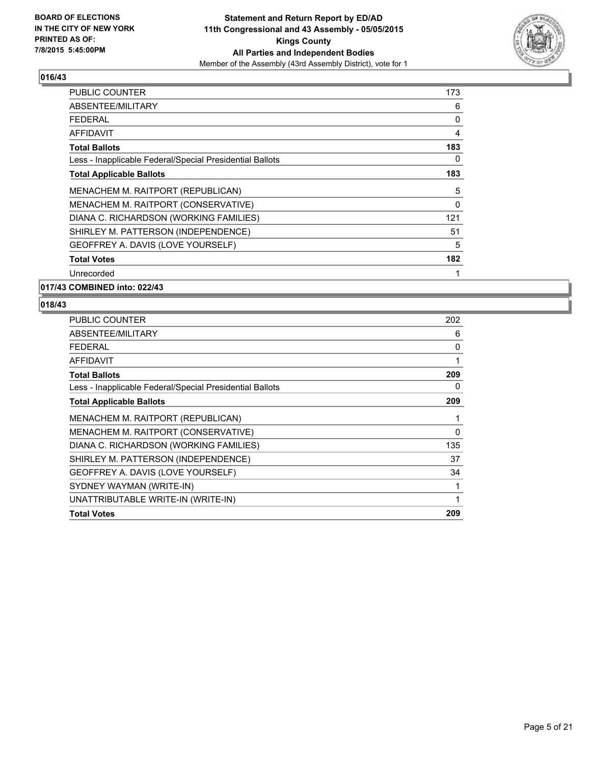**BOARD OF ELECTIONS IN THE CITY OF NEW YORK PRINTED AS OF: 7/8/2015 5:45:00PM**

**Statement and Return Report by ED/AD**
**11th Congressional and 43 Assembly - 05/05/2015**
**Kings County**
**All Parties and Independent Bodies**
Member of the Assembly (43rd Assembly District), vote for 1

### 016/43

| | |
|---|---|
| PUBLIC COUNTER | 173 |
| ABSENTEE/MILITARY | 6 |
| FEDERAL | 0 |
| AFFIDAVIT | 4 |
| **Total Ballots** | **183** |
| Less - Inapplicable Federal/Special Presidential Ballots | 0 |
| **Total Applicable Ballots** | **183** |
| MENACHEM M. RAITPORT (REPUBLICAN) | 5 |
| MENACHEM M. RAITPORT (CONSERVATIVE) | 0 |
| DIANA C. RICHARDSON (WORKING FAMILIES) | 121 |
| SHIRLEY M. PATTERSON (INDEPENDENCE) | 51 |
| GEOFFREY A. DAVIS (LOVE YOURSELF) | 5 |
| **Total Votes** | **182** |
| Unrecorded | 1 |

### 017/43 COMBINED into: 022/43

### 018/43

| | |
|---|---|
| PUBLIC COUNTER | 202 |
| ABSENTEE/MILITARY | 6 |
| FEDERAL | 0 |
| AFFIDAVIT | 1 |
| **Total Ballots** | **209** |
| Less - Inapplicable Federal/Special Presidential Ballots | 0 |
| **Total Applicable Ballots** | **209** |
| MENACHEM M. RAITPORT (REPUBLICAN) | 1 |
| MENACHEM M. RAITPORT (CONSERVATIVE) | 0 |
| DIANA C. RICHARDSON (WORKING FAMILIES) | 135 |
| SHIRLEY M. PATTERSON (INDEPENDENCE) | 37 |
| GEOFFREY A. DAVIS (LOVE YOURSELF) | 34 |
| SYDNEY WAYMAN (WRITE-IN) | 1 |
| UNATTRIBUTABLE WRITE-IN (WRITE-IN) | 1 |
| **Total Votes** | **209** |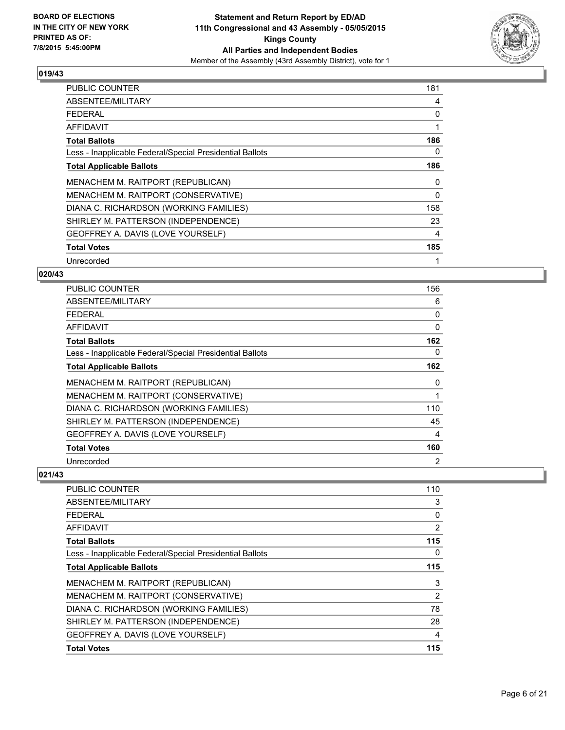**BOARD OF ELECTIONS IN THE CITY OF NEW YORK PRINTED AS OF: 7/8/2015 5:45:00PM**

**Statement and Return Report by ED/AD 11th Congressional and 43 Assembly - 05/05/2015 Kings County All Parties and Independent Bodies**

Member of the Assembly (43rd Assembly District), vote for 1

## 019/43

| | |
|---|---|
| PUBLIC COUNTER | 181 |
| ABSENTEE/MILITARY | 4 |
| FEDERAL | 0 |
| AFFIDAVIT | 1 |
| **Total Ballots** | **186** |
| Less - Inapplicable Federal/Special Presidential Ballots | 0 |
| **Total Applicable Ballots** | **186** |
| MENACHEM M. RAITPORT (REPUBLICAN) | 0 |
| MENACHEM M. RAITPORT (CONSERVATIVE) | 0 |
| DIANA C. RICHARDSON (WORKING FAMILIES) | 158 |
| SHIRLEY M. PATTERSON (INDEPENDENCE) | 23 |
| GEOFFREY A. DAVIS (LOVE YOURSELF) | 4 |
| **Total Votes** | **185** |
| Unrecorded | 1 |

## 020/43

| | |
|---|---|
| PUBLIC COUNTER | 156 |
| ABSENTEE/MILITARY | 6 |
| FEDERAL | 0 |
| AFFIDAVIT | 0 |
| **Total Ballots** | **162** |
| Less - Inapplicable Federal/Special Presidential Ballots | 0 |
| **Total Applicable Ballots** | **162** |
| MENACHEM M. RAITPORT (REPUBLICAN) | 0 |
| MENACHEM M. RAITPORT (CONSERVATIVE) | 1 |
| DIANA C. RICHARDSON (WORKING FAMILIES) | 110 |
| SHIRLEY M. PATTERSON (INDEPENDENCE) | 45 |
| GEOFFREY A. DAVIS (LOVE YOURSELF) | 4 |
| **Total Votes** | **160** |
| Unrecorded | 2 |

## 021/43

| | |
|---|---|
| PUBLIC COUNTER | 110 |
| ABSENTEE/MILITARY | 3 |
| FEDERAL | 0 |
| AFFIDAVIT | 2 |
| **Total Ballots** | **115** |
| Less - Inapplicable Federal/Special Presidential Ballots | 0 |
| **Total Applicable Ballots** | **115** |
| MENACHEM M. RAITPORT (REPUBLICAN) | 3 |
| MENACHEM M. RAITPORT (CONSERVATIVE) | 2 |
| DIANA C. RICHARDSON (WORKING FAMILIES) | 78 |
| SHIRLEY M. PATTERSON (INDEPENDENCE) | 28 |
| GEOFFREY A. DAVIS (LOVE YOURSELF) | 4 |
| **Total Votes** | **115** |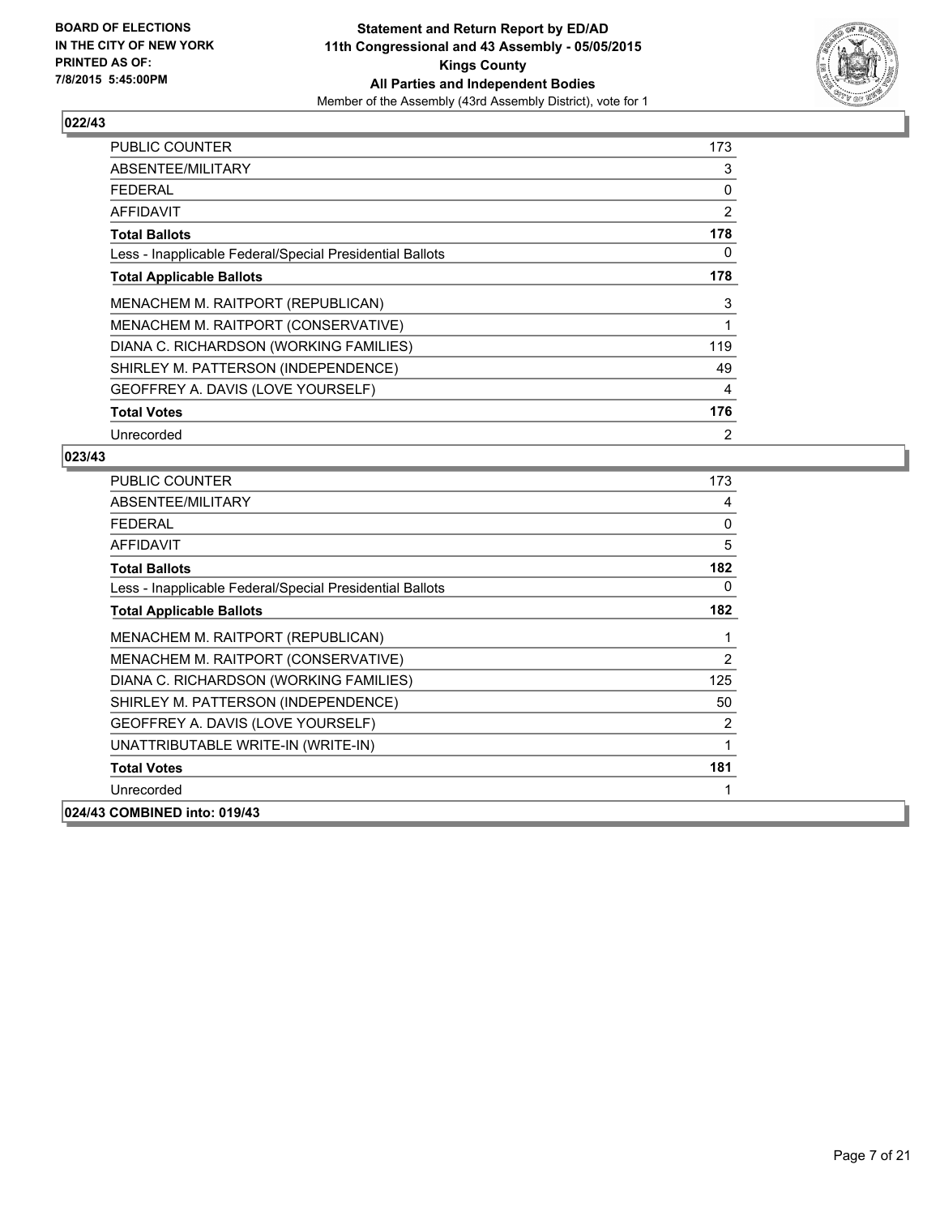**BOARD OF ELECTIONS**
**IN THE CITY OF NEW YORK**
**PRINTED AS OF:**
**7/8/2015 5:45:00PM**

**Statement and Return Report by ED/AD**
**11th Congressional and 43 Assembly - 05/05/2015**
**Kings County**
**All Parties and Independent Bodies**
Member of the Assembly (43rd Assembly District), vote for 1

### 022/43

| | |
|---|---|
| PUBLIC COUNTER | 173 |
| ABSENTEE/MILITARY | 3 |
| FEDERAL | 0 |
| AFFIDAVIT | 2 |
| **Total Ballots** | **178** |
| Less - Inapplicable Federal/Special Presidential Ballots | 0 |
| **Total Applicable Ballots** | **178** |
| MENACHEM M. RAITPORT (REPUBLICAN) | 3 |
| MENACHEM M. RAITPORT (CONSERVATIVE) | 1 |
| DIANA C. RICHARDSON (WORKING FAMILIES) | 119 |
| SHIRLEY M. PATTERSON (INDEPENDENCE) | 49 |
| GEOFFREY A. DAVIS (LOVE YOURSELF) | 4 |
| **Total Votes** | **176** |
| Unrecorded | 2 |

### 023/43

| | |
|---|---|
| PUBLIC COUNTER | 173 |
| ABSENTEE/MILITARY | 4 |
| FEDERAL | 0 |
| AFFIDAVIT | 5 |
| **Total Ballots** | **182** |
| Less - Inapplicable Federal/Special Presidential Ballots | 0 |
| **Total Applicable Ballots** | **182** |
| MENACHEM M. RAITPORT (REPUBLICAN) | 1 |
| MENACHEM M. RAITPORT (CONSERVATIVE) | 2 |
| DIANA C. RICHARDSON (WORKING FAMILIES) | 125 |
| SHIRLEY M. PATTERSON (INDEPENDENCE) | 50 |
| GEOFFREY A. DAVIS (LOVE YOURSELF) | 2 |
| UNATTRIBUTABLE WRITE-IN (WRITE-IN) | 1 |
| **Total Votes** | **181** |
| Unrecorded | 1 |

### 024/43 COMBINED into: 019/43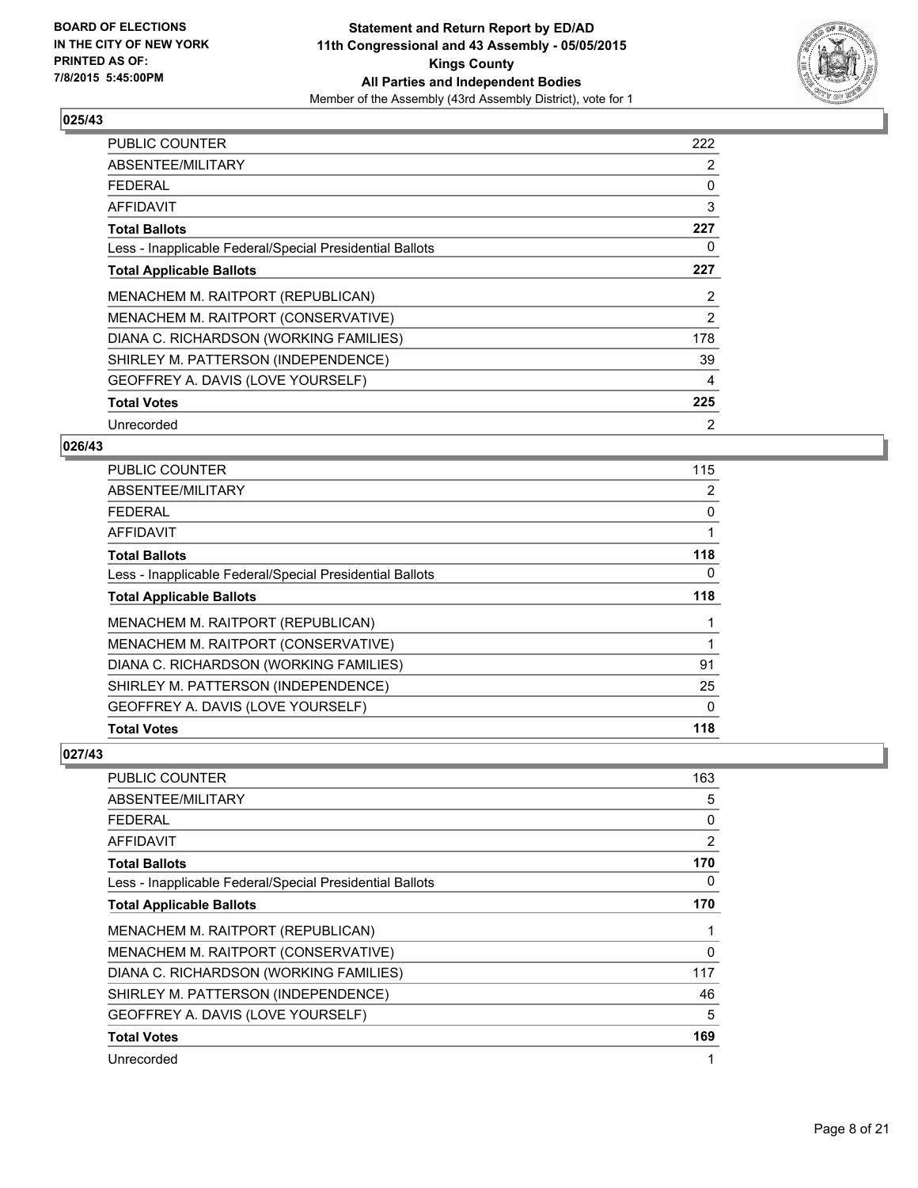**BOARD OF ELECTIONS IN THE CITY OF NEW YORK PRINTED AS OF: 7/8/2015 5:45:00PM**

**Statement and Return Report by ED/AD 11th Congressional and 43 Assembly - 05/05/2015 Kings County All Parties and Independent Bodies**

Member of the Assembly (43rd Assembly District), vote for 1

### 025/43

| | |
|---|---|
| PUBLIC COUNTER | 222 |
| ABSENTEE/MILITARY | 2 |
| FEDERAL | 0 |
| AFFIDAVIT | 3 |
| **Total Ballots** | **227** |
| Less - Inapplicable Federal/Special Presidential Ballots | 0 |
| **Total Applicable Ballots** | **227** |
| MENACHEM M. RAITPORT (REPUBLICAN) | 2 |
| MENACHEM M. RAITPORT (CONSERVATIVE) | 2 |
| DIANA C. RICHARDSON (WORKING FAMILIES) | 178 |
| SHIRLEY M. PATTERSON (INDEPENDENCE) | 39 |
| GEOFFREY A. DAVIS (LOVE YOURSELF) | 4 |
| **Total Votes** | **225** |
| Unrecorded | 2 |

### 026/43

| | |
|---|---|
| PUBLIC COUNTER | 115 |
| ABSENTEE/MILITARY | 2 |
| FEDERAL | 0 |
| AFFIDAVIT | 1 |
| **Total Ballots** | **118** |
| Less - Inapplicable Federal/Special Presidential Ballots | 0 |
| **Total Applicable Ballots** | **118** |
| MENACHEM M. RAITPORT (REPUBLICAN) | 1 |
| MENACHEM M. RAITPORT (CONSERVATIVE) | 1 |
| DIANA C. RICHARDSON (WORKING FAMILIES) | 91 |
| SHIRLEY M. PATTERSON (INDEPENDENCE) | 25 |
| GEOFFREY A. DAVIS (LOVE YOURSELF) | 0 |
| **Total Votes** | **118** |

### 027/43

| | |
|---|---|
| PUBLIC COUNTER | 163 |
| ABSENTEE/MILITARY | 5 |
| FEDERAL | 0 |
| AFFIDAVIT | 2 |
| **Total Ballots** | **170** |
| Less - Inapplicable Federal/Special Presidential Ballots | 0 |
| **Total Applicable Ballots** | **170** |
| MENACHEM M. RAITPORT (REPUBLICAN) | 1 |
| MENACHEM M. RAITPORT (CONSERVATIVE) | 0 |
| DIANA C. RICHARDSON (WORKING FAMILIES) | 117 |
| SHIRLEY M. PATTERSON (INDEPENDENCE) | 46 |
| GEOFFREY A. DAVIS (LOVE YOURSELF) | 5 |
| **Total Votes** | **169** |
| Unrecorded | 1 |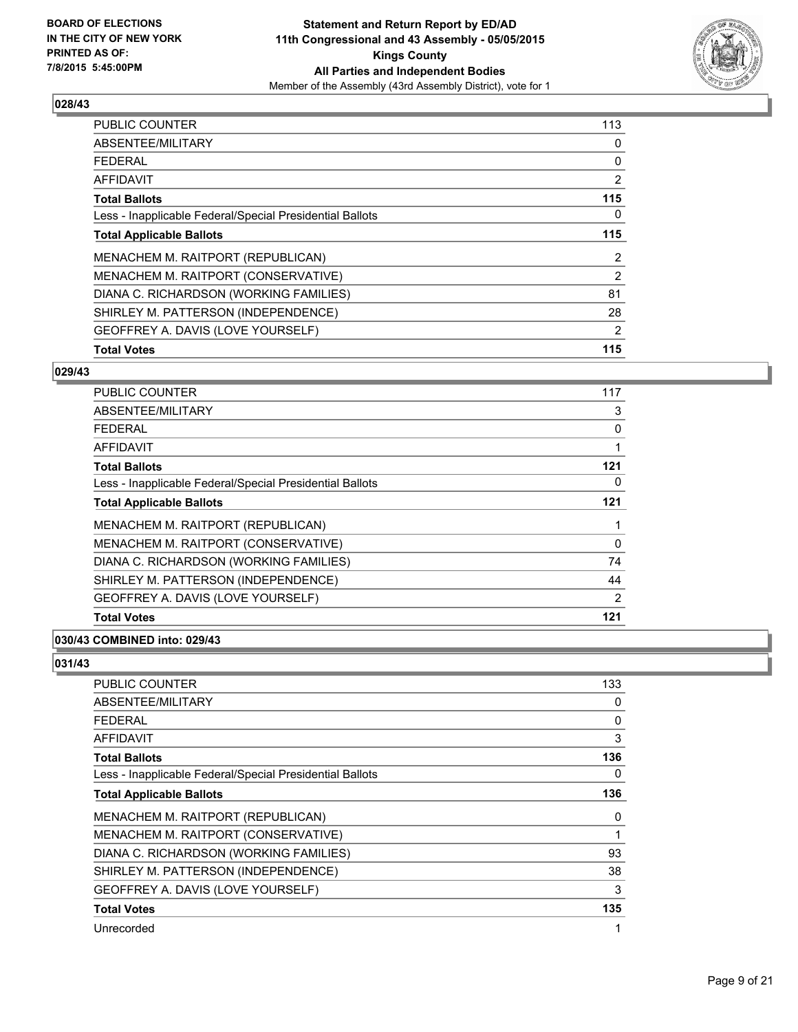**BOARD OF ELECTIONS IN THE CITY OF NEW YORK PRINTED AS OF: 7/8/2015 5:45:00PM**

**Statement and Return Report by ED/AD**
**11th Congressional and 43 Assembly - 05/05/2015**
**Kings County**
**All Parties and Independent Bodies**
Member of the Assembly (43rd Assembly District), vote for 1

### 028/43

| | |
|---|---|
| PUBLIC COUNTER | 113 |
| ABSENTEE/MILITARY | 0 |
| FEDERAL | 0 |
| AFFIDAVIT | 2 |
| **Total Ballots** | **115** |
| Less - Inapplicable Federal/Special Presidential Ballots | 0 |
| **Total Applicable Ballots** | **115** |
| MENACHEM M. RAITPORT (REPUBLICAN) | 2 |
| MENACHEM M. RAITPORT (CONSERVATIVE) | 2 |
| DIANA C. RICHARDSON (WORKING FAMILIES) | 81 |
| SHIRLEY M. PATTERSON (INDEPENDENCE) | 28 |
| GEOFFREY A. DAVIS (LOVE YOURSELF) | 2 |
| **Total Votes** | **115** |

### 029/43

| | |
|---|---|
| PUBLIC COUNTER | 117 |
| ABSENTEE/MILITARY | 3 |
| FEDERAL | 0 |
| AFFIDAVIT | 1 |
| **Total Ballots** | **121** |
| Less - Inapplicable Federal/Special Presidential Ballots | 0 |
| **Total Applicable Ballots** | **121** |
| MENACHEM M. RAITPORT (REPUBLICAN) | 1 |
| MENACHEM M. RAITPORT (CONSERVATIVE) | 0 |
| DIANA C. RICHARDSON (WORKING FAMILIES) | 74 |
| SHIRLEY M. PATTERSON (INDEPENDENCE) | 44 |
| GEOFFREY A. DAVIS (LOVE YOURSELF) | 2 |
| **Total Votes** | **121** |

### 030/43 COMBINED into: 029/43

### 031/43

| | |
|---|---|
| PUBLIC COUNTER | 133 |
| ABSENTEE/MILITARY | 0 |
| FEDERAL | 0 |
| AFFIDAVIT | 3 |
| **Total Ballots** | **136** |
| Less - Inapplicable Federal/Special Presidential Ballots | 0 |
| **Total Applicable Ballots** | **136** |
| MENACHEM M. RAITPORT (REPUBLICAN) | 0 |
| MENACHEM M. RAITPORT (CONSERVATIVE) | 1 |
| DIANA C. RICHARDSON (WORKING FAMILIES) | 93 |
| SHIRLEY M. PATTERSON (INDEPENDENCE) | 38 |
| GEOFFREY A. DAVIS (LOVE YOURSELF) | 3 |
| **Total Votes** | **135** |
| Unrecorded | 1 |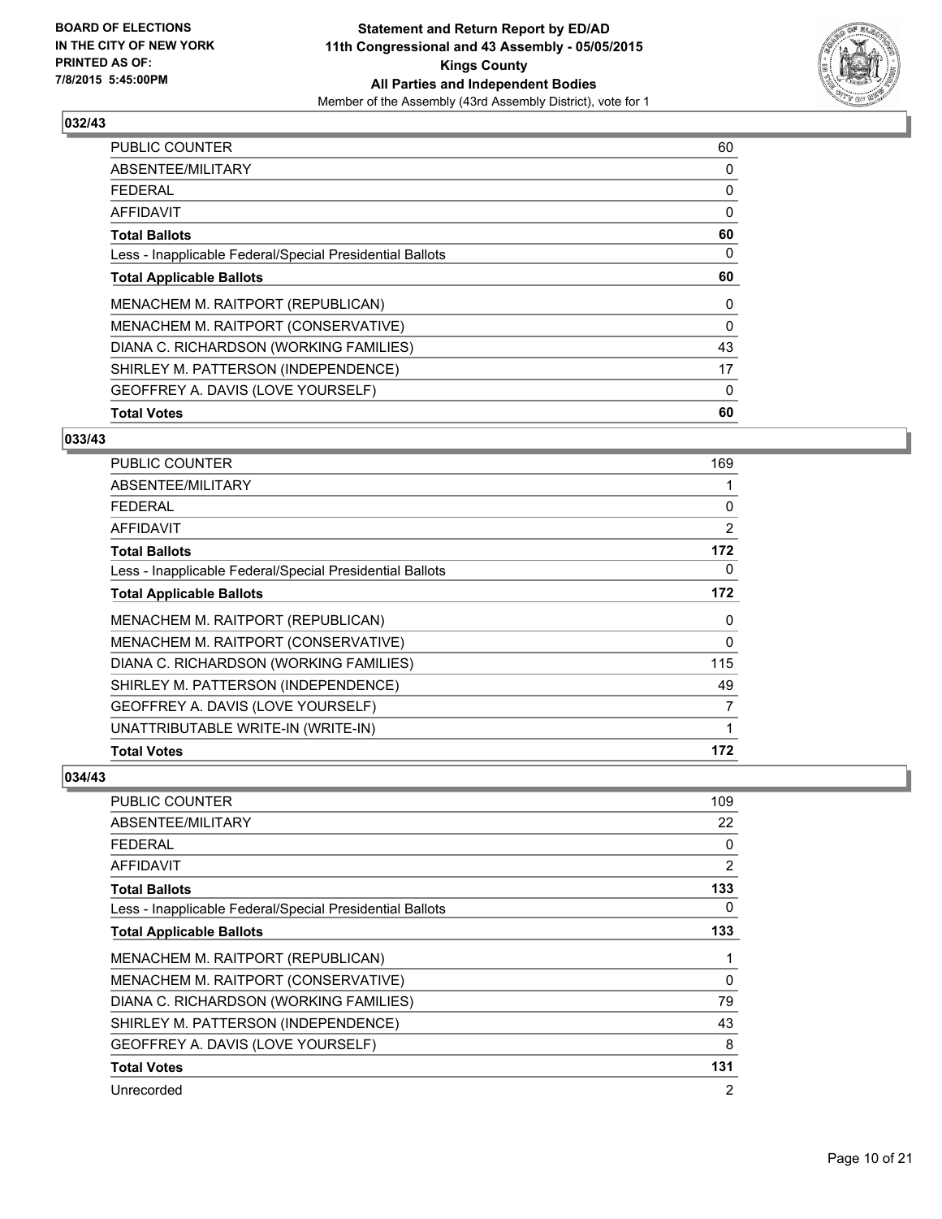**BOARD OF ELECTIONS IN THE CITY OF NEW YORK PRINTED AS OF: 7/8/2015 5:45:00PM**

**Statement and Return Report by ED/AD 11th Congressional and 43 Assembly - 05/05/2015 Kings County All Parties and Independent Bodies**
Member of the Assembly (43rd Assembly District), vote for 1

### 032/43

| | |
|---|---|
| PUBLIC COUNTER | 60 |
| ABSENTEE/MILITARY | 0 |
| FEDERAL | 0 |
| AFFIDAVIT | 0 |
| **Total Ballots** | **60** |
| Less - Inapplicable Federal/Special Presidential Ballots | 0 |
| **Total Applicable Ballots** | **60** |
| MENACHEM M. RAITPORT (REPUBLICAN) | 0 |
| MENACHEM M. RAITPORT (CONSERVATIVE) | 0 |
| DIANA C. RICHARDSON (WORKING FAMILIES) | 43 |
| SHIRLEY M. PATTERSON (INDEPENDENCE) | 17 |
| GEOFFREY A. DAVIS (LOVE YOURSELF) | 0 |
| **Total Votes** | **60** |

### 033/43

| | |
|---|---|
| PUBLIC COUNTER | 169 |
| ABSENTEE/MILITARY | 1 |
| FEDERAL | 0 |
| AFFIDAVIT | 2 |
| **Total Ballots** | **172** |
| Less - Inapplicable Federal/Special Presidential Ballots | 0 |
| **Total Applicable Ballots** | **172** |
| MENACHEM M. RAITPORT (REPUBLICAN) | 0 |
| MENACHEM M. RAITPORT (CONSERVATIVE) | 0 |
| DIANA C. RICHARDSON (WORKING FAMILIES) | 115 |
| SHIRLEY M. PATTERSON (INDEPENDENCE) | 49 |
| GEOFFREY A. DAVIS (LOVE YOURSELF) | 7 |
| UNATTRIBUTABLE WRITE-IN (WRITE-IN) | 1 |
| **Total Votes** | **172** |

### 034/43

| | |
|---|---|
| PUBLIC COUNTER | 109 |
| ABSENTEE/MILITARY | 22 |
| FEDERAL | 0 |
| AFFIDAVIT | 2 |
| **Total Ballots** | **133** |
| Less - Inapplicable Federal/Special Presidential Ballots | 0 |
| **Total Applicable Ballots** | **133** |
| MENACHEM M. RAITPORT (REPUBLICAN) | 1 |
| MENACHEM M. RAITPORT (CONSERVATIVE) | 0 |
| DIANA C. RICHARDSON (WORKING FAMILIES) | 79 |
| SHIRLEY M. PATTERSON (INDEPENDENCE) | 43 |
| GEOFFREY A. DAVIS (LOVE YOURSELF) | 8 |
| **Total Votes** | **131** |
| Unrecorded | 2 |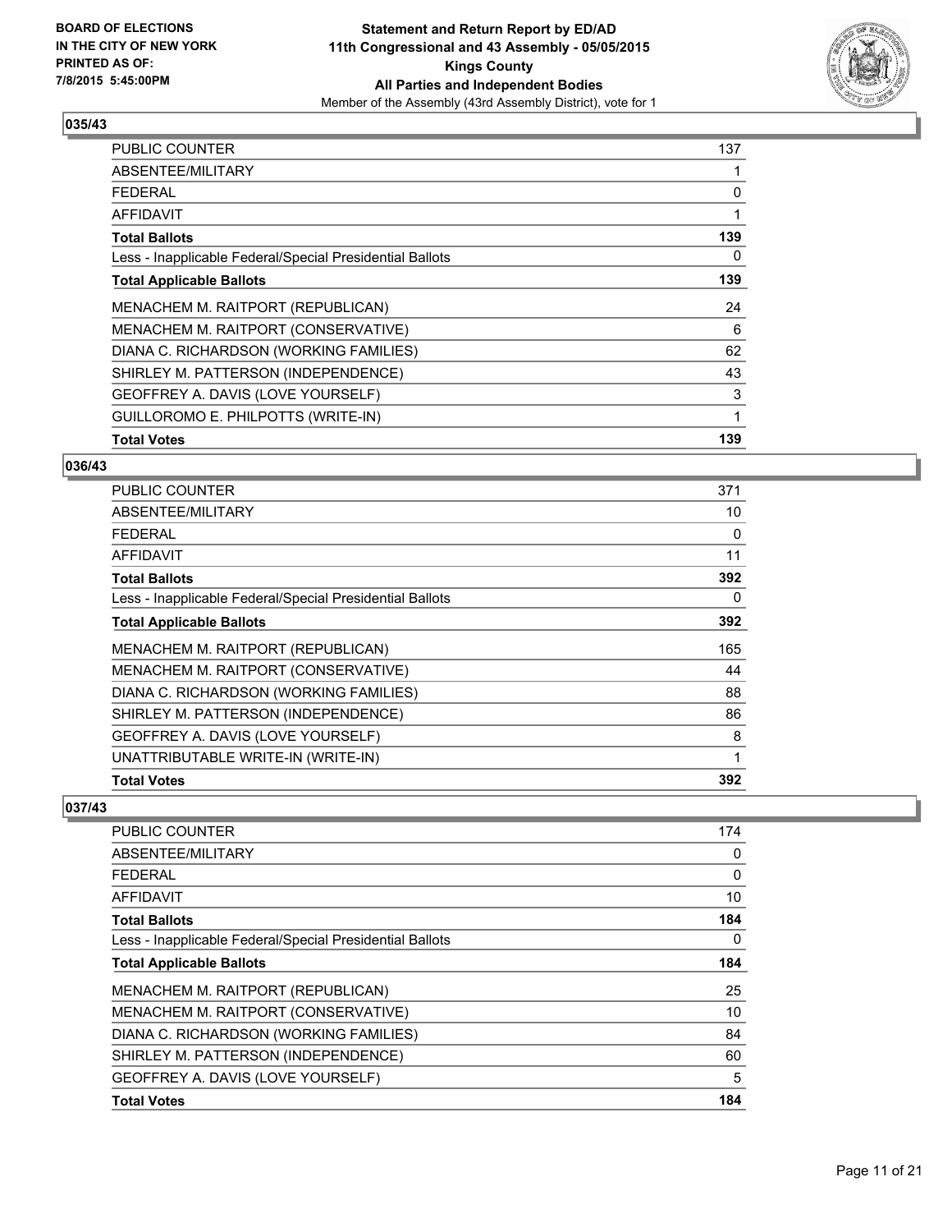**BOARD OF ELECTIONS IN THE CITY OF NEW YORK PRINTED AS OF: 7/8/2015 5:45:00PM**

**Statement and Return Report by ED/AD 11th Congressional and 43 Assembly - 05/05/2015 Kings County All Parties and Independent Bodies**

Member of the Assembly (43rd Assembly District), vote for 1

## 035/43

| | |
|---|---|
| PUBLIC COUNTER | 137 |
| ABSENTEE/MILITARY | 1 |
| FEDERAL | 0 |
| AFFIDAVIT | 1 |
| **Total Ballots** | **139** |
| Less - Inapplicable Federal/Special Presidential Ballots | 0 |
| **Total Applicable Ballots** | **139** |
| MENACHEM M. RAITPORT (REPUBLICAN) | 24 |
| MENACHEM M. RAITPORT (CONSERVATIVE) | 6 |
| DIANA C. RICHARDSON (WORKING FAMILIES) | 62 |
| SHIRLEY M. PATTERSON (INDEPENDENCE) | 43 |
| GEOFFREY A. DAVIS (LOVE YOURSELF) | 3 |
| GUILLOROMO E. PHILPOTTS (WRITE-IN) | 1 |
| **Total Votes** | **139** |

## 036/43

| | |
|---|---|
| PUBLIC COUNTER | 371 |
| ABSENTEE/MILITARY | 10 |
| FEDERAL | 0 |
| AFFIDAVIT | 11 |
| **Total Ballots** | **392** |
| Less - Inapplicable Federal/Special Presidential Ballots | 0 |
| **Total Applicable Ballots** | **392** |
| MENACHEM M. RAITPORT (REPUBLICAN) | 165 |
| MENACHEM M. RAITPORT (CONSERVATIVE) | 44 |
| DIANA C. RICHARDSON (WORKING FAMILIES) | 88 |
| SHIRLEY M. PATTERSON (INDEPENDENCE) | 86 |
| GEOFFREY A. DAVIS (LOVE YOURSELF) | 8 |
| UNATTRIBUTABLE WRITE-IN (WRITE-IN) | 1 |
| **Total Votes** | **392** |

## 037/43

| | |
|---|---|
| PUBLIC COUNTER | 174 |
| ABSENTEE/MILITARY | 0 |
| FEDERAL | 0 |
| AFFIDAVIT | 10 |
| **Total Ballots** | **184** |
| Less - Inapplicable Federal/Special Presidential Ballots | 0 |
| **Total Applicable Ballots** | **184** |
| MENACHEM M. RAITPORT (REPUBLICAN) | 25 |
| MENACHEM M. RAITPORT (CONSERVATIVE) | 10 |
| DIANA C. RICHARDSON (WORKING FAMILIES) | 84 |
| SHIRLEY M. PATTERSON (INDEPENDENCE) | 60 |
| GEOFFREY A. DAVIS (LOVE YOURSELF) | 5 |
| **Total Votes** | **184** |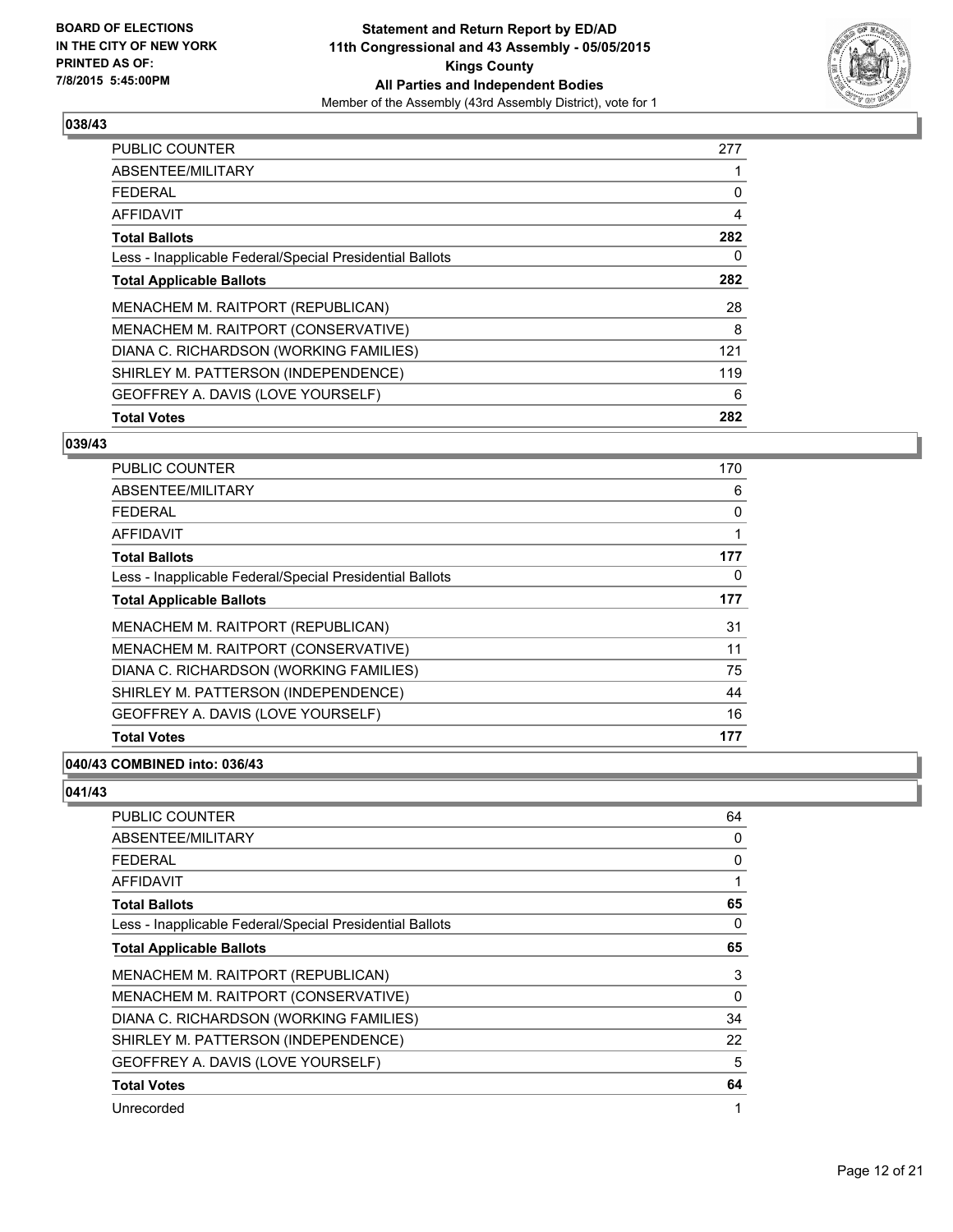**BOARD OF ELECTIONS IN THE CITY OF NEW YORK PRINTED AS OF: 7/8/2015 5:45:00PM**

**Statement and Return Report by ED/AD 11th Congressional and 43 Assembly - 05/05/2015 Kings County All Parties and Independent Bodies**

Member of the Assembly (43rd Assembly District), vote for 1

## 038/43

| | |
|---|---|
| PUBLIC COUNTER | 277 |
| ABSENTEE/MILITARY | 1 |
| FEDERAL | 0 |
| AFFIDAVIT | 4 |
| **Total Ballots** | **282** |
| Less - Inapplicable Federal/Special Presidential Ballots | 0 |
| **Total Applicable Ballots** | **282** |
| MENACHEM M. RAITPORT (REPUBLICAN) | 28 |
| MENACHEM M. RAITPORT (CONSERVATIVE) | 8 |
| DIANA C. RICHARDSON (WORKING FAMILIES) | 121 |
| SHIRLEY M. PATTERSON (INDEPENDENCE) | 119 |
| GEOFFREY A. DAVIS (LOVE YOURSELF) | 6 |
| **Total Votes** | **282** |

## 039/43

| | |
|---|---|
| PUBLIC COUNTER | 170 |
| ABSENTEE/MILITARY | 6 |
| FEDERAL | 0 |
| AFFIDAVIT | 1 |
| **Total Ballots** | **177** |
| Less - Inapplicable Federal/Special Presidential Ballots | 0 |
| **Total Applicable Ballots** | **177** |
| MENACHEM M. RAITPORT (REPUBLICAN) | 31 |
| MENACHEM M. RAITPORT (CONSERVATIVE) | 11 |
| DIANA C. RICHARDSON (WORKING FAMILIES) | 75 |
| SHIRLEY M. PATTERSON (INDEPENDENCE) | 44 |
| GEOFFREY A. DAVIS (LOVE YOURSELF) | 16 |
| **Total Votes** | **177** |

## 040/43 COMBINED into: 036/43

## 041/43

| | |
|---|---|
| PUBLIC COUNTER | 64 |
| ABSENTEE/MILITARY | 0 |
| FEDERAL | 0 |
| AFFIDAVIT | 1 |
| **Total Ballots** | **65** |
| Less - Inapplicable Federal/Special Presidential Ballots | 0 |
| **Total Applicable Ballots** | **65** |
| MENACHEM M. RAITPORT (REPUBLICAN) | 3 |
| MENACHEM M. RAITPORT (CONSERVATIVE) | 0 |
| DIANA C. RICHARDSON (WORKING FAMILIES) | 34 |
| SHIRLEY M. PATTERSON (INDEPENDENCE) | 22 |
| GEOFFREY A. DAVIS (LOVE YOURSELF) | 5 |
| **Total Votes** | **64** |
| Unrecorded | 1 |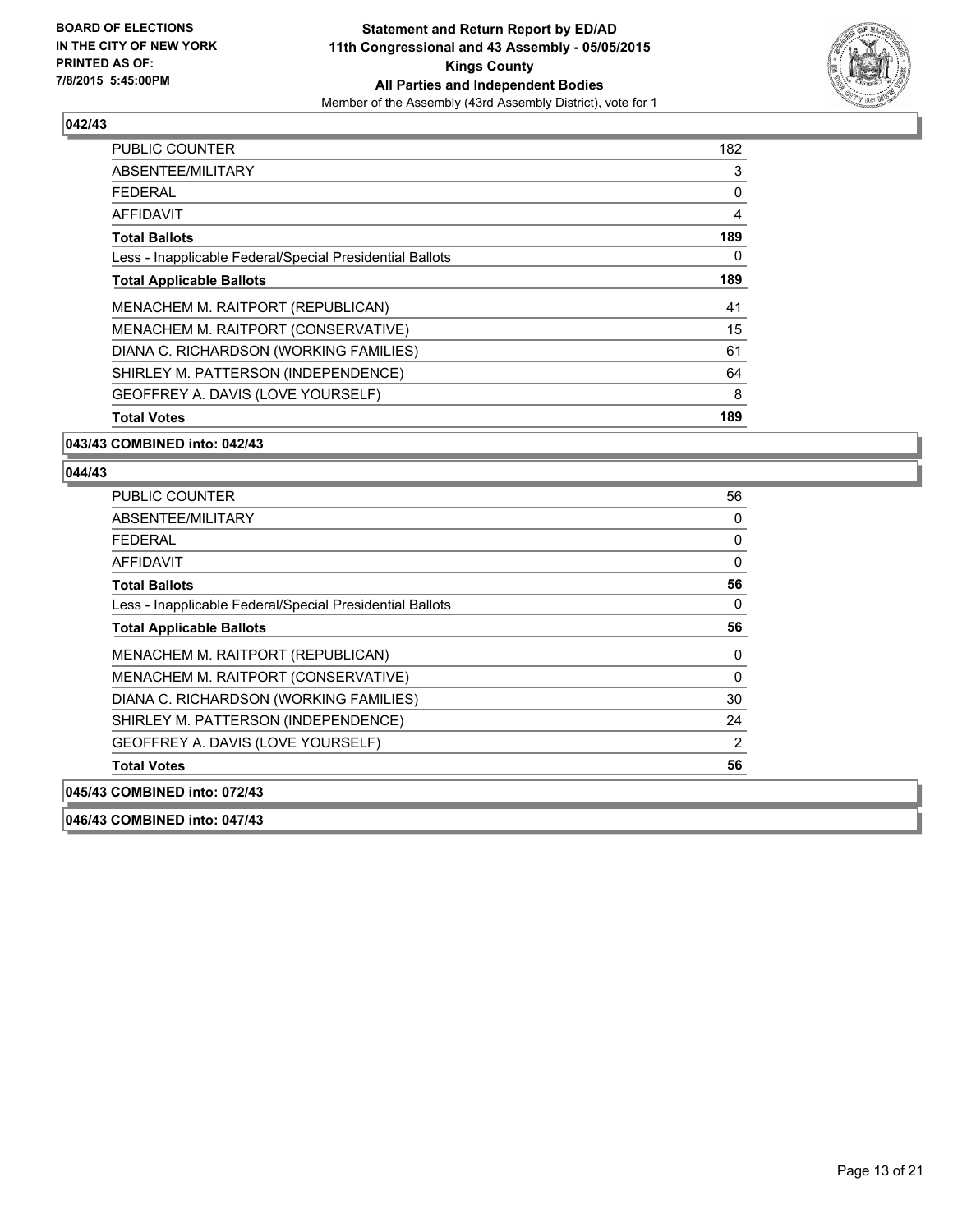**BOARD OF ELECTIONS**
**IN THE CITY OF NEW YORK**
**PRINTED AS OF:**
**7/8/2015 5:45:00PM**

**Statement and Return Report by ED/AD**
**11th Congressional and 43 Assembly - 05/05/2015**
**Kings County**
**All Parties and Independent Bodies**
Member of the Assembly (43rd Assembly District), vote for 1

### 042/43

| | |
|---|---|
| PUBLIC COUNTER | 182 |
| ABSENTEE/MILITARY | 3 |
| FEDERAL | 0 |
| AFFIDAVIT | 4 |
| **Total Ballots** | **189** |
| Less - Inapplicable Federal/Special Presidential Ballots | 0 |
| **Total Applicable Ballots** | **189** |
| MENACHEM M. RAITPORT (REPUBLICAN) | 41 |
| MENACHEM M. RAITPORT (CONSERVATIVE) | 15 |
| DIANA C. RICHARDSON (WORKING FAMILIES) | 61 |
| SHIRLEY M. PATTERSON (INDEPENDENCE) | 64 |
| GEOFFREY A. DAVIS (LOVE YOURSELF) | 8 |
| **Total Votes** | **189** |

### 043/43 COMBINED into: 042/43

### 044/43

| | |
|---|---|
| PUBLIC COUNTER | 56 |
| ABSENTEE/MILITARY | 0 |
| FEDERAL | 0 |
| AFFIDAVIT | 0 |
| **Total Ballots** | **56** |
| Less - Inapplicable Federal/Special Presidential Ballots | 0 |
| **Total Applicable Ballots** | **56** |
| MENACHEM M. RAITPORT (REPUBLICAN) | 0 |
| MENACHEM M. RAITPORT (CONSERVATIVE) | 0 |
| DIANA C. RICHARDSON (WORKING FAMILIES) | 30 |
| SHIRLEY M. PATTERSON (INDEPENDENCE) | 24 |
| GEOFFREY A. DAVIS (LOVE YOURSELF) | 2 |
| **Total Votes** | **56** |

### 045/43 COMBINED into: 072/43

### 046/43 COMBINED into: 047/43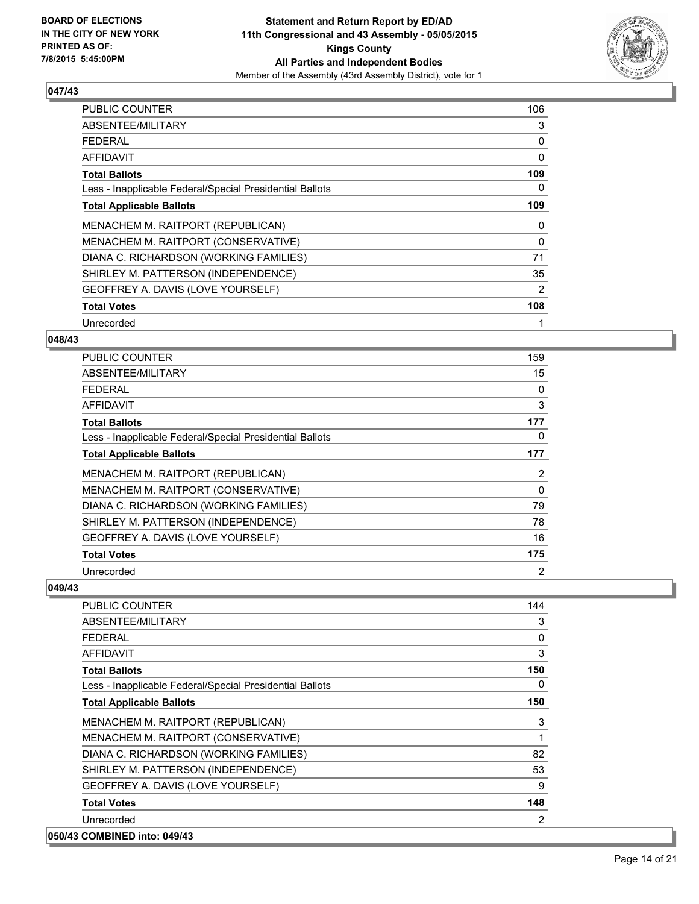**BOARD OF ELECTIONS IN THE CITY OF NEW YORK PRINTED AS OF: 7/8/2015 5:45:00PM**

**Statement and Return Report by ED/AD**
**11th Congressional and 43 Assembly - 05/05/2015**
**Kings County**
**All Parties and Independent Bodies**
Member of the Assembly (43rd Assembly District), vote for 1

### 047/43

| | |
|---|---|
| PUBLIC COUNTER | 106 |
| ABSENTEE/MILITARY | 3 |
| FEDERAL | 0 |
| AFFIDAVIT | 0 |
| **Total Ballots** | **109** |
| Less - Inapplicable Federal/Special Presidential Ballots | 0 |
| **Total Applicable Ballots** | **109** |
| MENACHEM M. RAITPORT (REPUBLICAN) | 0 |
| MENACHEM M. RAITPORT (CONSERVATIVE) | 0 |
| DIANA C. RICHARDSON (WORKING FAMILIES) | 71 |
| SHIRLEY M. PATTERSON (INDEPENDENCE) | 35 |
| GEOFFREY A. DAVIS (LOVE YOURSELF) | 2 |
| **Total Votes** | **108** |
| Unrecorded | 1 |

### 048/43

| | |
|---|---|
| PUBLIC COUNTER | 159 |
| ABSENTEE/MILITARY | 15 |
| FEDERAL | 0 |
| AFFIDAVIT | 3 |
| **Total Ballots** | **177** |
| Less - Inapplicable Federal/Special Presidential Ballots | 0 |
| **Total Applicable Ballots** | **177** |
| MENACHEM M. RAITPORT (REPUBLICAN) | 2 |
| MENACHEM M. RAITPORT (CONSERVATIVE) | 0 |
| DIANA C. RICHARDSON (WORKING FAMILIES) | 79 |
| SHIRLEY M. PATTERSON (INDEPENDENCE) | 78 |
| GEOFFREY A. DAVIS (LOVE YOURSELF) | 16 |
| **Total Votes** | **175** |
| Unrecorded | 2 |

### 049/43

| | |
|---|---|
| PUBLIC COUNTER | 144 |
| ABSENTEE/MILITARY | 3 |
| FEDERAL | 0 |
| AFFIDAVIT | 3 |
| **Total Ballots** | **150** |
| Less - Inapplicable Federal/Special Presidential Ballots | 0 |
| **Total Applicable Ballots** | **150** |
| MENACHEM M. RAITPORT (REPUBLICAN) | 3 |
| MENACHEM M. RAITPORT (CONSERVATIVE) | 1 |
| DIANA C. RICHARDSON (WORKING FAMILIES) | 82 |
| SHIRLEY M. PATTERSON (INDEPENDENCE) | 53 |
| GEOFFREY A. DAVIS (LOVE YOURSELF) | 9 |
| **Total Votes** | **148** |
| Unrecorded | 2 |

### 050/43 COMBINED into: 049/43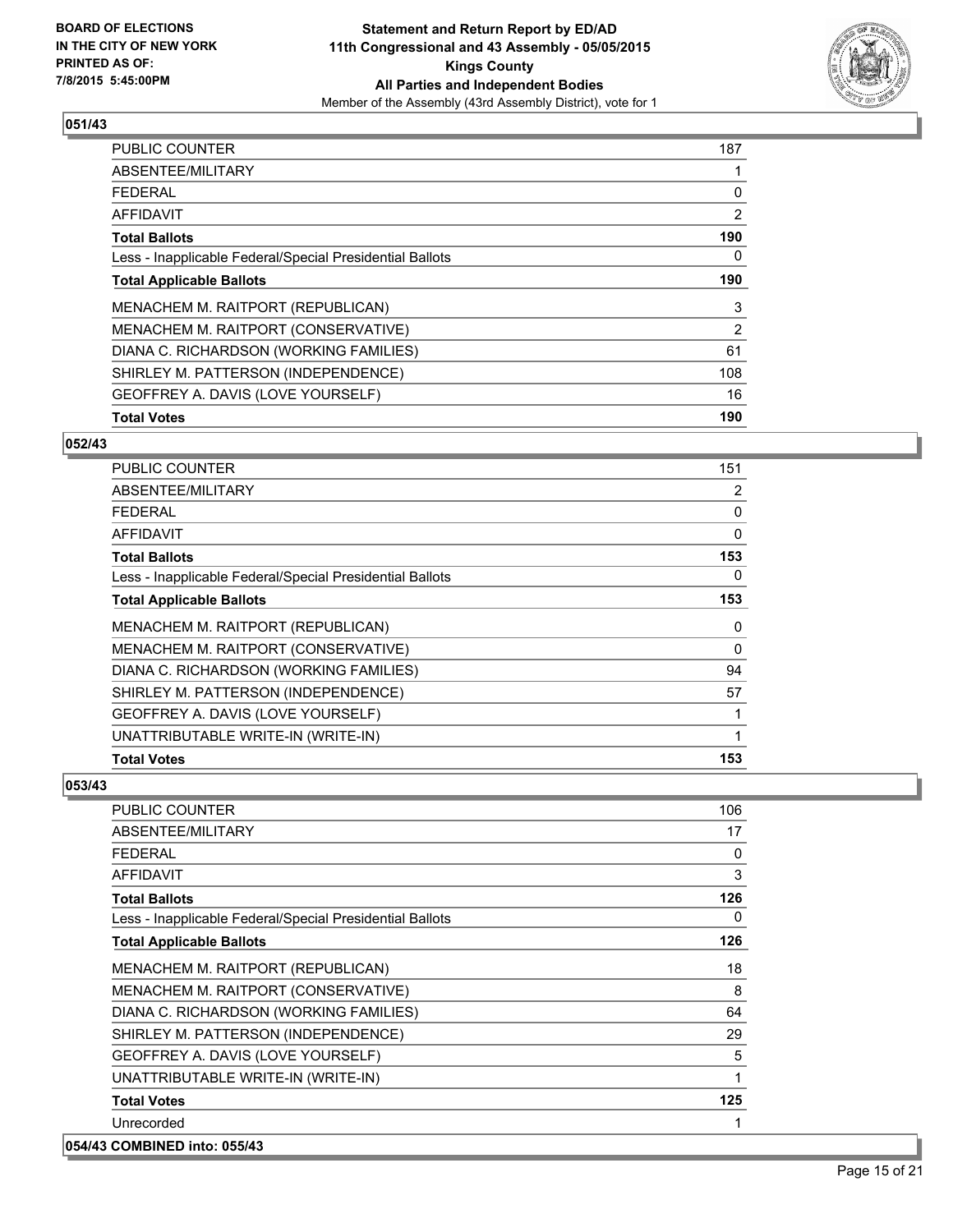**BOARD OF ELECTIONS IN THE CITY OF NEW YORK PRINTED AS OF: 7/8/2015 5:45:00PM**

**Statement and Return Report by ED/AD**
**11th Congressional and 43 Assembly - 05/05/2015**
**Kings County**
**All Parties and Independent Bodies**
Member of the Assembly (43rd Assembly District), vote for 1

### 051/43

| | |
|---|---|
| PUBLIC COUNTER | 187 |
| ABSENTEE/MILITARY | 1 |
| FEDERAL | 0 |
| AFFIDAVIT | 2 |
| **Total Ballots** | **190** |
| Less - Inapplicable Federal/Special Presidential Ballots | 0 |
| **Total Applicable Ballots** | **190** |
| MENACHEM M. RAITPORT (REPUBLICAN) | 3 |
| MENACHEM M. RAITPORT (CONSERVATIVE) | 2 |
| DIANA C. RICHARDSON (WORKING FAMILIES) | 61 |
| SHIRLEY M. PATTERSON (INDEPENDENCE) | 108 |
| GEOFFREY A. DAVIS (LOVE YOURSELF) | 16 |
| **Total Votes** | **190** |

### 052/43

| | |
|---|---|
| PUBLIC COUNTER | 151 |
| ABSENTEE/MILITARY | 2 |
| FEDERAL | 0 |
| AFFIDAVIT | 0 |
| **Total Ballots** | **153** |
| Less - Inapplicable Federal/Special Presidential Ballots | 0 |
| **Total Applicable Ballots** | **153** |
| MENACHEM M. RAITPORT (REPUBLICAN) | 0 |
| MENACHEM M. RAITPORT (CONSERVATIVE) | 0 |
| DIANA C. RICHARDSON (WORKING FAMILIES) | 94 |
| SHIRLEY M. PATTERSON (INDEPENDENCE) | 57 |
| GEOFFREY A. DAVIS (LOVE YOURSELF) | 1 |
| UNATTRIBUTABLE WRITE-IN (WRITE-IN) | 1 |
| **Total Votes** | **153** |

### 053/43

| | |
|---|---|
| PUBLIC COUNTER | 106 |
| ABSENTEE/MILITARY | 17 |
| FEDERAL | 0 |
| AFFIDAVIT | 3 |
| **Total Ballots** | **126** |
| Less - Inapplicable Federal/Special Presidential Ballots | 0 |
| **Total Applicable Ballots** | **126** |
| MENACHEM M. RAITPORT (REPUBLICAN) | 18 |
| MENACHEM M. RAITPORT (CONSERVATIVE) | 8 |
| DIANA C. RICHARDSON (WORKING FAMILIES) | 64 |
| SHIRLEY M. PATTERSON (INDEPENDENCE) | 29 |
| GEOFFREY A. DAVIS (LOVE YOURSELF) | 5 |
| UNATTRIBUTABLE WRITE-IN (WRITE-IN) | 1 |
| **Total Votes** | **125** |
| Unrecorded | 1 |

### 054/43 COMBINED into: 055/43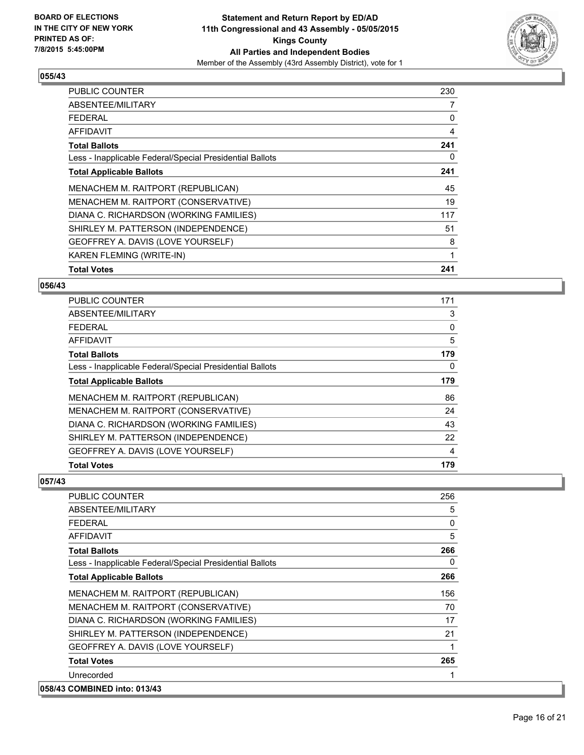**BOARD OF ELECTIONS IN THE CITY OF NEW YORK PRINTED AS OF: 7/8/2015 5:45:00PM**

**Statement and Return Report by ED/AD**
**11th Congressional and 43 Assembly - 05/05/2015**
**Kings County**
**All Parties and Independent Bodies**
Member of the Assembly (43rd Assembly District), vote for 1

### 055/43

| | |
|---|---|
| PUBLIC COUNTER | 230 |
| ABSENTEE/MILITARY | 7 |
| FEDERAL | 0 |
| AFFIDAVIT | 4 |
| **Total Ballots** | **241** |
| Less - Inapplicable Federal/Special Presidential Ballots | 0 |
| **Total Applicable Ballots** | **241** |
| MENACHEM M. RAITPORT (REPUBLICAN) | 45 |
| MENACHEM M. RAITPORT (CONSERVATIVE) | 19 |
| DIANA C. RICHARDSON (WORKING FAMILIES) | 117 |
| SHIRLEY M. PATTERSON (INDEPENDENCE) | 51 |
| GEOFFREY A. DAVIS (LOVE YOURSELF) | 8 |
| KAREN FLEMING (WRITE-IN) | 1 |
| **Total Votes** | **241** |

### 056/43

| | |
|---|---|
| PUBLIC COUNTER | 171 |
| ABSENTEE/MILITARY | 3 |
| FEDERAL | 0 |
| AFFIDAVIT | 5 |
| **Total Ballots** | **179** |
| Less - Inapplicable Federal/Special Presidential Ballots | 0 |
| **Total Applicable Ballots** | **179** |
| MENACHEM M. RAITPORT (REPUBLICAN) | 86 |
| MENACHEM M. RAITPORT (CONSERVATIVE) | 24 |
| DIANA C. RICHARDSON (WORKING FAMILIES) | 43 |
| SHIRLEY M. PATTERSON (INDEPENDENCE) | 22 |
| GEOFFREY A. DAVIS (LOVE YOURSELF) | 4 |
| **Total Votes** | **179** |

### 057/43

| | |
|---|---|
| PUBLIC COUNTER | 256 |
| ABSENTEE/MILITARY | 5 |
| FEDERAL | 0 |
| AFFIDAVIT | 5 |
| **Total Ballots** | **266** |
| Less - Inapplicable Federal/Special Presidential Ballots | 0 |
| **Total Applicable Ballots** | **266** |
| MENACHEM M. RAITPORT (REPUBLICAN) | 156 |
| MENACHEM M. RAITPORT (CONSERVATIVE) | 70 |
| DIANA C. RICHARDSON (WORKING FAMILIES) | 17 |
| SHIRLEY M. PATTERSON (INDEPENDENCE) | 21 |
| GEOFFREY A. DAVIS (LOVE YOURSELF) | 1 |
| **Total Votes** | **265** |
| Unrecorded | 1 |

### 058/43 COMBINED into: 013/43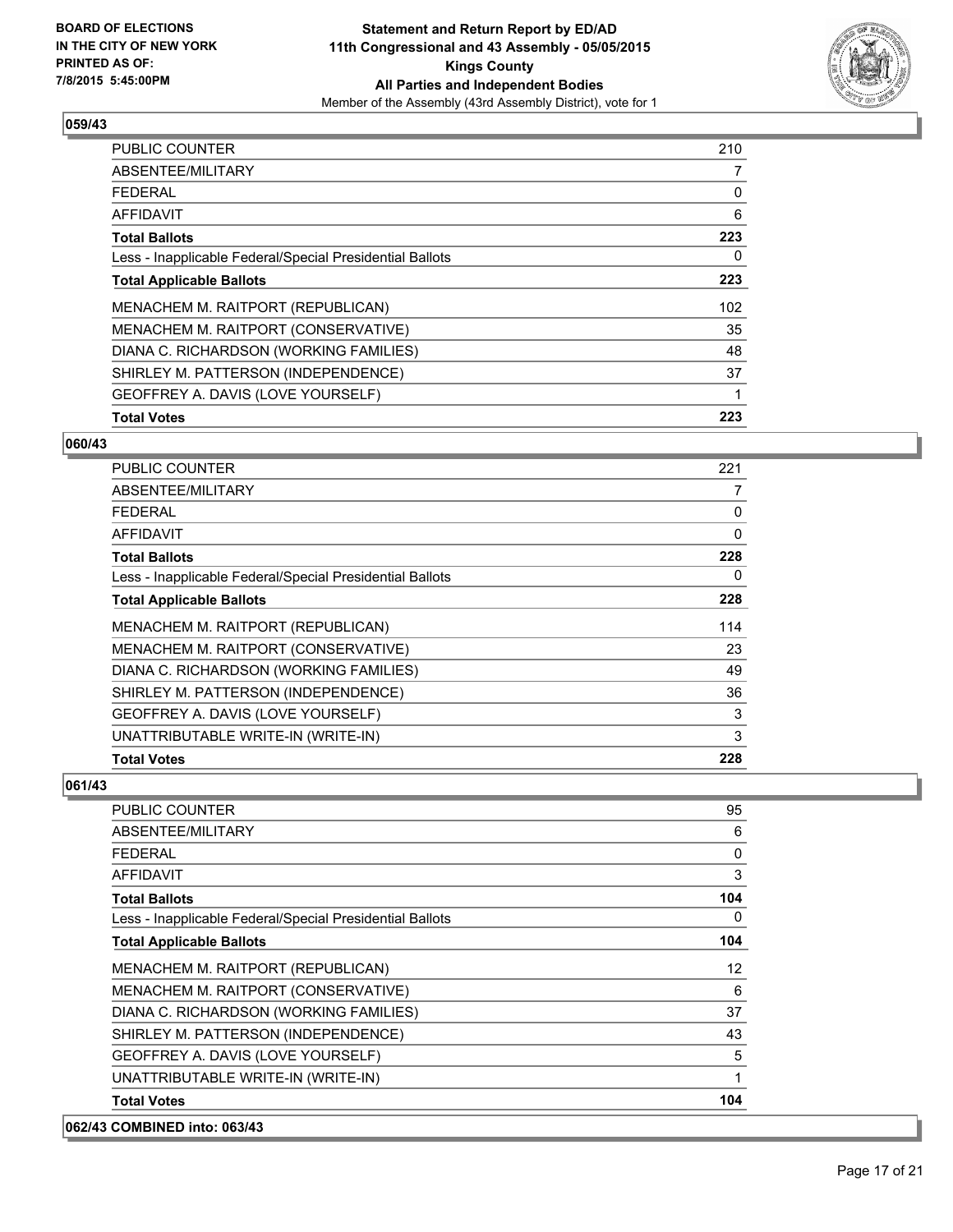**BOARD OF ELECTIONS IN THE CITY OF NEW YORK PRINTED AS OF: 7/8/2015 5:45:00PM**

**Statement and Return Report by ED/AD 11th Congressional and 43 Assembly - 05/05/2015 Kings County All Parties and Independent Bodies**

Member of the Assembly (43rd Assembly District), vote for 1

### 059/43

| | |
|---|---|
| PUBLIC COUNTER | 210 |
| ABSENTEE/MILITARY | 7 |
| FEDERAL | 0 |
| AFFIDAVIT | 6 |
| **Total Ballots** | **223** |
| Less - Inapplicable Federal/Special Presidential Ballots | 0 |
| **Total Applicable Ballots** | **223** |
| MENACHEM M. RAITPORT (REPUBLICAN) | 102 |
| MENACHEM M. RAITPORT (CONSERVATIVE) | 35 |
| DIANA C. RICHARDSON (WORKING FAMILIES) | 48 |
| SHIRLEY M. PATTERSON (INDEPENDENCE) | 37 |
| GEOFFREY A. DAVIS (LOVE YOURSELF) | 1 |
| **Total Votes** | **223** |

### 060/43

| | |
|---|---|
| PUBLIC COUNTER | 221 |
| ABSENTEE/MILITARY | 7 |
| FEDERAL | 0 |
| AFFIDAVIT | 0 |
| **Total Ballots** | **228** |
| Less - Inapplicable Federal/Special Presidential Ballots | 0 |
| **Total Applicable Ballots** | **228** |
| MENACHEM M. RAITPORT (REPUBLICAN) | 114 |
| MENACHEM M. RAITPORT (CONSERVATIVE) | 23 |
| DIANA C. RICHARDSON (WORKING FAMILIES) | 49 |
| SHIRLEY M. PATTERSON (INDEPENDENCE) | 36 |
| GEOFFREY A. DAVIS (LOVE YOURSELF) | 3 |
| UNATTRIBUTABLE WRITE-IN (WRITE-IN) | 3 |
| **Total Votes** | **228** |

### 061/43

| | |
|---|---|
| PUBLIC COUNTER | 95 |
| ABSENTEE/MILITARY | 6 |
| FEDERAL | 0 |
| AFFIDAVIT | 3 |
| **Total Ballots** | **104** |
| Less - Inapplicable Federal/Special Presidential Ballots | 0 |
| **Total Applicable Ballots** | **104** |
| MENACHEM M. RAITPORT (REPUBLICAN) | 12 |
| MENACHEM M. RAITPORT (CONSERVATIVE) | 6 |
| DIANA C. RICHARDSON (WORKING FAMILIES) | 37 |
| SHIRLEY M. PATTERSON (INDEPENDENCE) | 43 |
| GEOFFREY A. DAVIS (LOVE YOURSELF) | 5 |
| UNATTRIBUTABLE WRITE-IN (WRITE-IN) | 1 |
| **Total Votes** | **104** |

### 062/43 COMBINED into: 063/43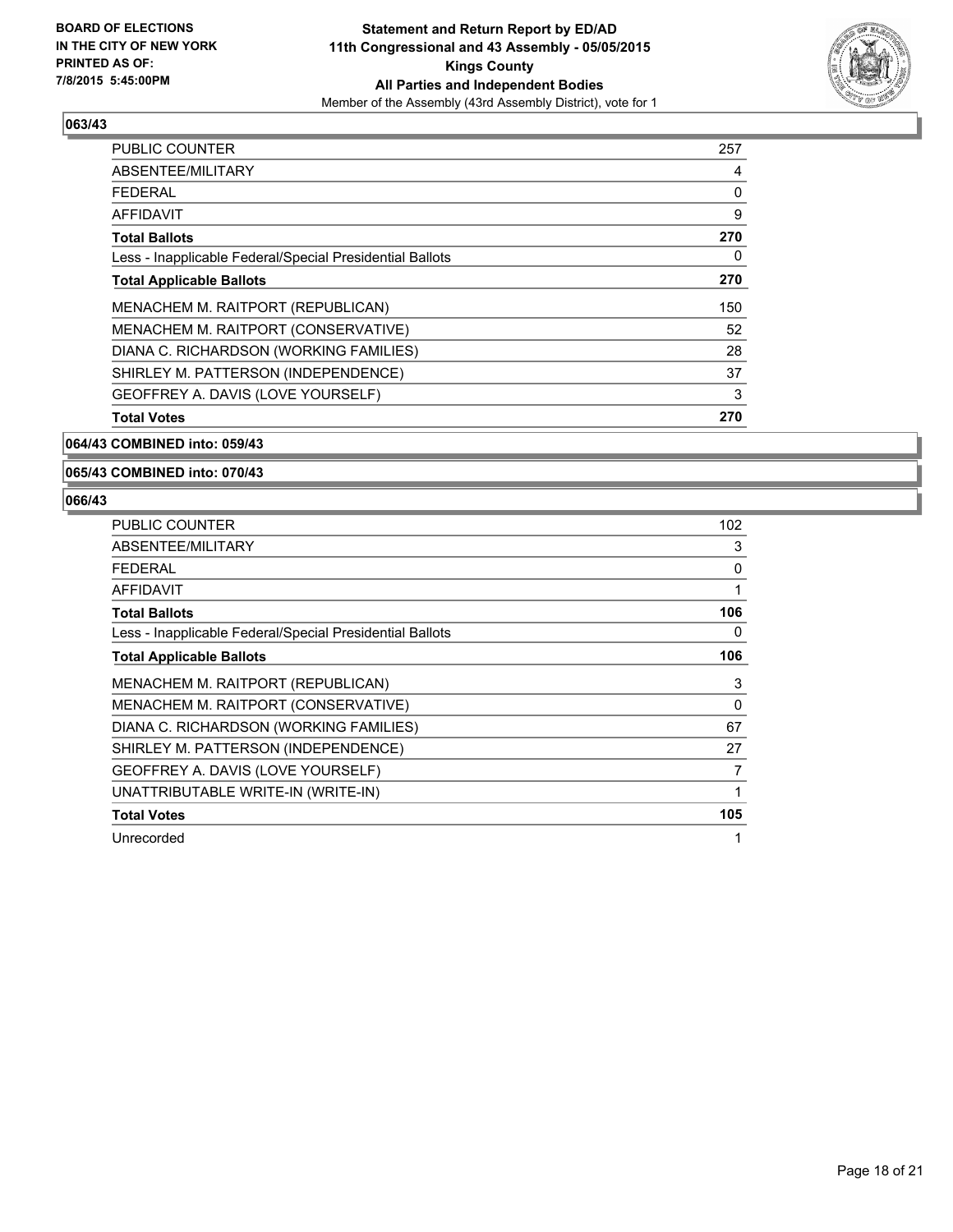**BOARD OF ELECTIONS IN THE CITY OF NEW YORK PRINTED AS OF: 7/8/2015 5:45:00PM**

**Statement and Return Report by ED/AD**
**11th Congressional and 43 Assembly - 05/05/2015**
**Kings County**
**All Parties and Independent Bodies**
Member of the Assembly (43rd Assembly District), vote for 1

### 063/43

| | |
|---|---|
| PUBLIC COUNTER | 257 |
| ABSENTEE/MILITARY | 4 |
| FEDERAL | 0 |
| AFFIDAVIT | 9 |
| **Total Ballots** | **270** |
| Less - Inapplicable Federal/Special Presidential Ballots | 0 |
| **Total Applicable Ballots** | **270** |
| MENACHEM M. RAITPORT (REPUBLICAN) | 150 |
| MENACHEM M. RAITPORT (CONSERVATIVE) | 52 |
| DIANA C. RICHARDSON (WORKING FAMILIES) | 28 |
| SHIRLEY M. PATTERSON (INDEPENDENCE) | 37 |
| GEOFFREY A. DAVIS (LOVE YOURSELF) | 3 |
| **Total Votes** | **270** |

### 064/43 COMBINED into: 059/43

### 065/43 COMBINED into: 070/43

### 066/43

| | |
|---|---|
| PUBLIC COUNTER | 102 |
| ABSENTEE/MILITARY | 3 |
| FEDERAL | 0 |
| AFFIDAVIT | 1 |
| **Total Ballots** | **106** |
| Less - Inapplicable Federal/Special Presidential Ballots | 0 |
| **Total Applicable Ballots** | **106** |
| MENACHEM M. RAITPORT (REPUBLICAN) | 3 |
| MENACHEM M. RAITPORT (CONSERVATIVE) | 0 |
| DIANA C. RICHARDSON (WORKING FAMILIES) | 67 |
| SHIRLEY M. PATTERSON (INDEPENDENCE) | 27 |
| GEOFFREY A. DAVIS (LOVE YOURSELF) | 7 |
| UNATTRIBUTABLE WRITE-IN (WRITE-IN) | 1 |
| **Total Votes** | **105** |
| Unrecorded | 1 |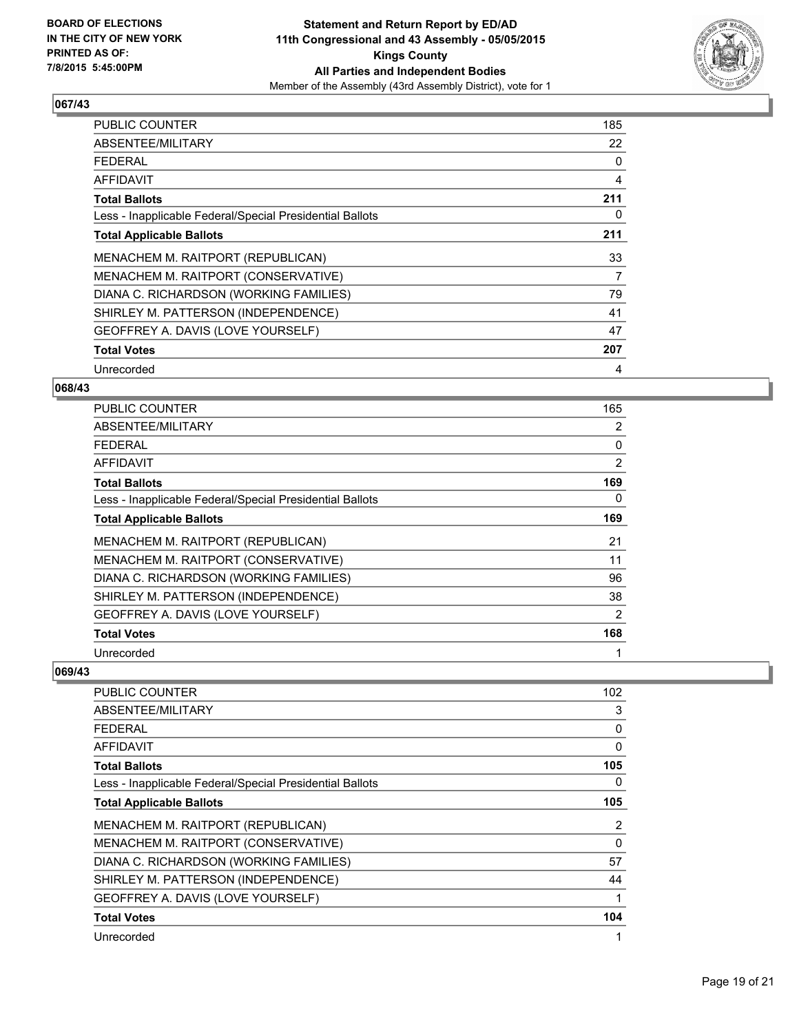BOARD OF ELECTIONS
IN THE CITY OF NEW YORK
PRINTED AS OF:
7/8/2015 5:45:00PM

**Statement and Return Report by ED/AD**
**11th Congressional and 43 Assembly - 05/05/2015**
**Kings County**
**All Parties and Independent Bodies**
Member of the Assembly (43rd Assembly District), vote for 1

### 067/43

| | |
|---|---|
| PUBLIC COUNTER | 185 |
| ABSENTEE/MILITARY | 22 |
| FEDERAL | 0 |
| AFFIDAVIT | 4 |
| **Total Ballots** | **211** |
| Less - Inapplicable Federal/Special Presidential Ballots | 0 |
| **Total Applicable Ballots** | **211** |
| MENACHEM M. RAITPORT (REPUBLICAN) | 33 |
| MENACHEM M. RAITPORT (CONSERVATIVE) | 7 |
| DIANA C. RICHARDSON (WORKING FAMILIES) | 79 |
| SHIRLEY M. PATTERSON (INDEPENDENCE) | 41 |
| GEOFFREY A. DAVIS (LOVE YOURSELF) | 47 |
| **Total Votes** | **207** |
| Unrecorded | 4 |

### 068/43

| | |
|---|---|
| PUBLIC COUNTER | 165 |
| ABSENTEE/MILITARY | 2 |
| FEDERAL | 0 |
| AFFIDAVIT | 2 |
| **Total Ballots** | **169** |
| Less - Inapplicable Federal/Special Presidential Ballots | 0 |
| **Total Applicable Ballots** | **169** |
| MENACHEM M. RAITPORT (REPUBLICAN) | 21 |
| MENACHEM M. RAITPORT (CONSERVATIVE) | 11 |
| DIANA C. RICHARDSON (WORKING FAMILIES) | 96 |
| SHIRLEY M. PATTERSON (INDEPENDENCE) | 38 |
| GEOFFREY A. DAVIS (LOVE YOURSELF) | 2 |
| **Total Votes** | **168** |
| Unrecorded | 1 |

### 069/43

| | |
|---|---|
| PUBLIC COUNTER | 102 |
| ABSENTEE/MILITARY | 3 |
| FEDERAL | 0 |
| AFFIDAVIT | 0 |
| **Total Ballots** | **105** |
| Less - Inapplicable Federal/Special Presidential Ballots | 0 |
| **Total Applicable Ballots** | **105** |
| MENACHEM M. RAITPORT (REPUBLICAN) | 2 |
| MENACHEM M. RAITPORT (CONSERVATIVE) | 0 |
| DIANA C. RICHARDSON (WORKING FAMILIES) | 57 |
| SHIRLEY M. PATTERSON (INDEPENDENCE) | 44 |
| GEOFFREY A. DAVIS (LOVE YOURSELF) | 1 |
| **Total Votes** | **104** |
| Unrecorded | 1 |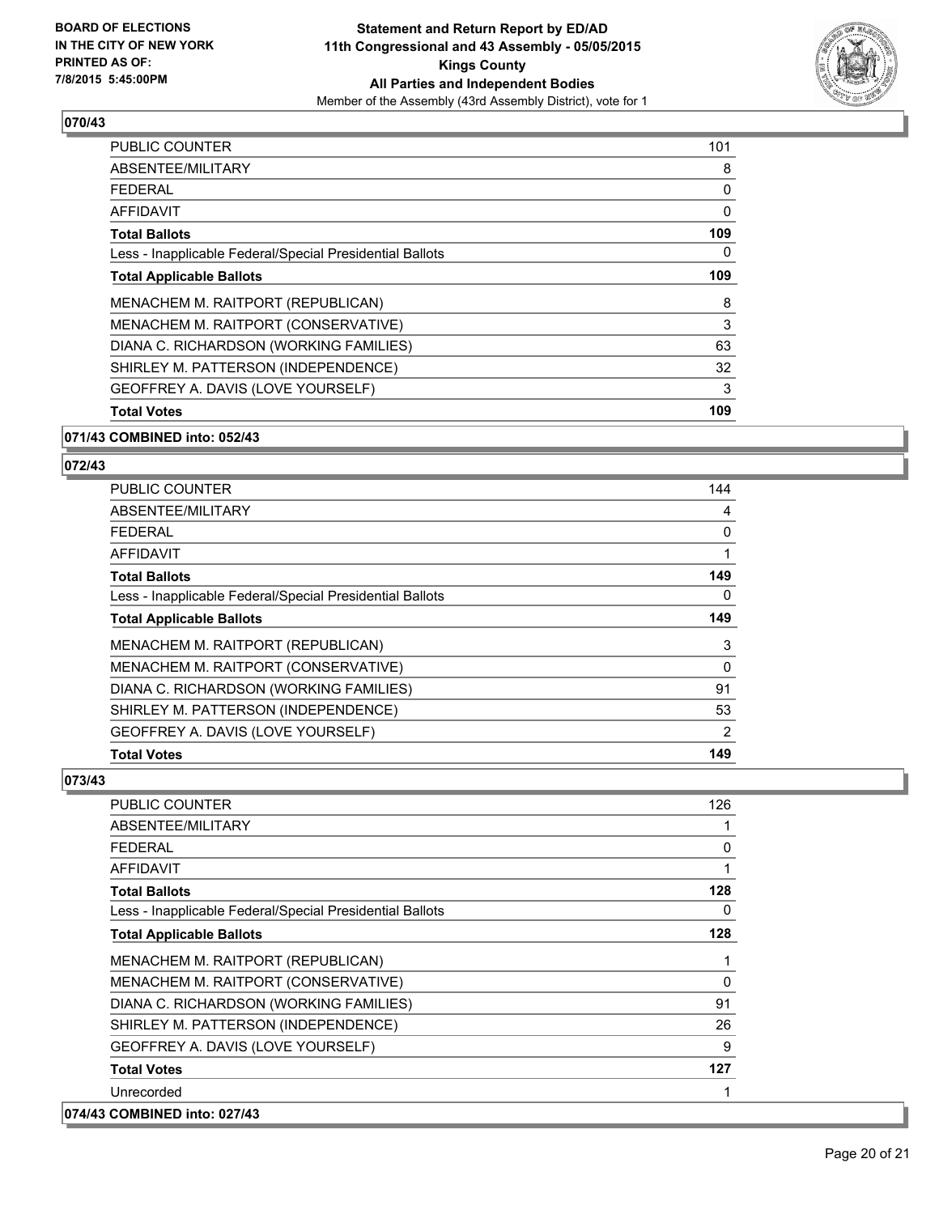**BOARD OF ELECTIONS IN THE CITY OF NEW YORK PRINTED AS OF: 7/8/2015 5:45:00PM**

**Statement and Return Report by ED/AD**
**11th Congressional and 43 Assembly - 05/05/2015**
**Kings County**
**All Parties and Independent Bodies**
Member of the Assembly (43rd Assembly District), vote for 1

### 070/43

| | |
|---|---|
| PUBLIC COUNTER | 101 |
| ABSENTEE/MILITARY | 8 |
| FEDERAL | 0 |
| AFFIDAVIT | 0 |
| **Total Ballots** | **109** |
| Less - Inapplicable Federal/Special Presidential Ballots | 0 |
| **Total Applicable Ballots** | **109** |
| MENACHEM M. RAITPORT (REPUBLICAN) | 8 |
| MENACHEM M. RAITPORT (CONSERVATIVE) | 3 |
| DIANA C. RICHARDSON (WORKING FAMILIES) | 63 |
| SHIRLEY M. PATTERSON (INDEPENDENCE) | 32 |
| GEOFFREY A. DAVIS (LOVE YOURSELF) | 3 |
| **Total Votes** | **109** |

### 071/43 COMBINED into: 052/43

### 072/43

| | |
|---|---|
| PUBLIC COUNTER | 144 |
| ABSENTEE/MILITARY | 4 |
| FEDERAL | 0 |
| AFFIDAVIT | 1 |
| **Total Ballots** | **149** |
| Less - Inapplicable Federal/Special Presidential Ballots | 0 |
| **Total Applicable Ballots** | **149** |
| MENACHEM M. RAITPORT (REPUBLICAN) | 3 |
| MENACHEM M. RAITPORT (CONSERVATIVE) | 0 |
| DIANA C. RICHARDSON (WORKING FAMILIES) | 91 |
| SHIRLEY M. PATTERSON (INDEPENDENCE) | 53 |
| GEOFFREY A. DAVIS (LOVE YOURSELF) | 2 |
| **Total Votes** | **149** |

### 073/43

| | |
|---|---|
| PUBLIC COUNTER | 126 |
| ABSENTEE/MILITARY | 1 |
| FEDERAL | 0 |
| AFFIDAVIT | 1 |
| **Total Ballots** | **128** |
| Less - Inapplicable Federal/Special Presidential Ballots | 0 |
| **Total Applicable Ballots** | **128** |
| MENACHEM M. RAITPORT (REPUBLICAN) | 1 |
| MENACHEM M. RAITPORT (CONSERVATIVE) | 0 |
| DIANA C. RICHARDSON (WORKING FAMILIES) | 91 |
| SHIRLEY M. PATTERSON (INDEPENDENCE) | 26 |
| GEOFFREY A. DAVIS (LOVE YOURSELF) | 9 |
| **Total Votes** | **127** |
| Unrecorded | 1 |

### 074/43 COMBINED into: 027/43